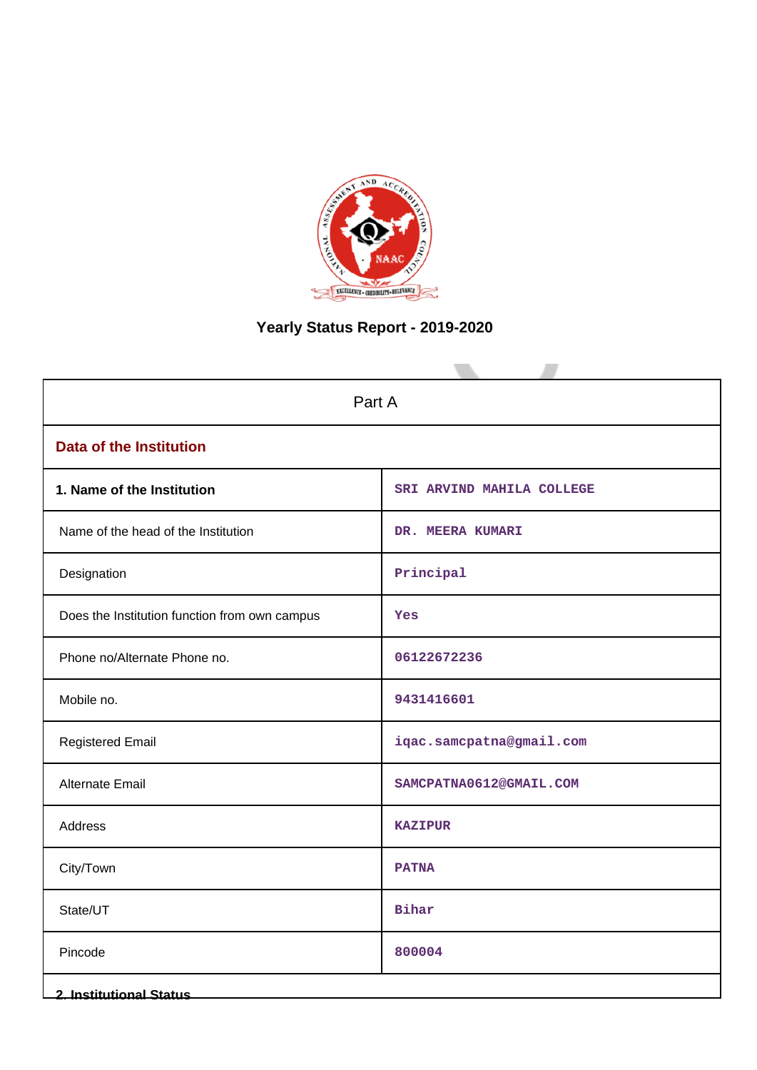# Yearly Status Report - 2019-2020

| Part A | |
|---|---|
| **Data of the Institution** | |
| **1. Name of the Institution** | SRI ARVIND MAHILA COLLEGE |
| Name of the head of the Institution | DR. MEERA KUMARI |
| Designation | Principal |
| Does the Institution function from own campus | Yes |
| Phone no/Alternate Phone no. | 06122672236 |
| Mobile no. | 9431416601 |
| Registered Email | iqac.samcpatna@gmail.com |
| Alternate Email | SAMCPATNA0612@GMAIL.COM |
| Address | KAZIPUR |
| City/Town | PATNA |
| State/UT | Bihar |
| Pincode | 800004 |
| **2. Institutional Status** | |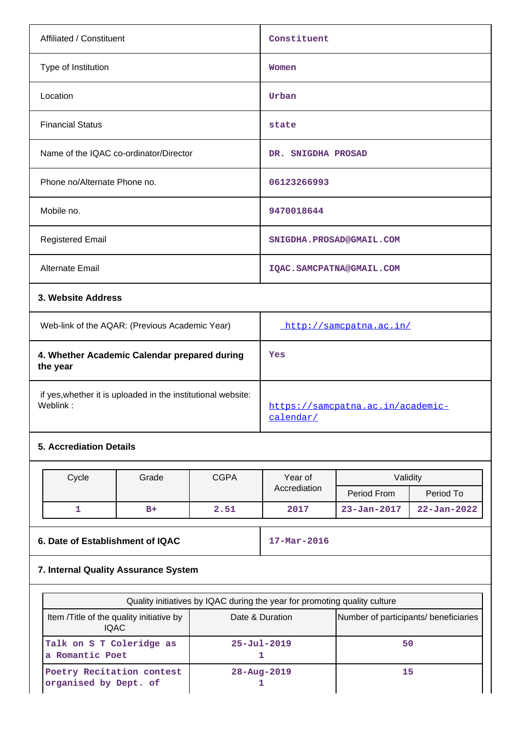| | |
|---|---|
| Affiliated / Constituent | Constituent |
| Type of Institution | Women |
| Location | Urban |
| Financial Status | state |
| Name of the IQAC co-ordinator/Director | DR. SNIGDHA PROSAD |
| Phone no/Alternate Phone no. | 06123266993 |
| Mobile no. | 9470018644 |
| Registered Email | SNIGDHA.PROSAD@GMAIL.COM |
| Alternate Email | IQAC.SAMCPATNA@GMAIL.COM |

### 3. Website Address

| | |
|---|---|
| Web-link of the AQAR: (Previous Academic Year) | http://samcpatna.ac.in/ |
| **4. Whether Academic Calendar prepared during the year** | Yes |
| if yes,whether it is uploaded in the institutional website: Weblink : | https://samcpatna.ac.in/academic-calendar/ |

### 5. Accrediation Details

| Cycle | Grade | CGPA | Year of Accrediation | Validity | |
|---|---|---|---|---|---|
| | | | | Period From | Period To |
| 1 | B+ | 2.51 | 2017 | 23-Jan-2017 | 22-Jan-2022 |

| | |
|---|---|
| **6. Date of Establishment of IQAC** | 17-Mar-2016 |

### 7. Internal Quality Assurance System

| Quality initiatives by IQAC during the year for promoting quality culture | | |
|---|---|---|
| Item /Title of the quality initiative by IQAC | Date & Duration | Number of participants/ beneficiaries |
| Talk on S T Coleridge as a Romantic Poet | 25-Jul-2019 1 | 50 |
| Poetry Recitation contest organised by Dept. of | 28-Aug-2019 1 | 15 |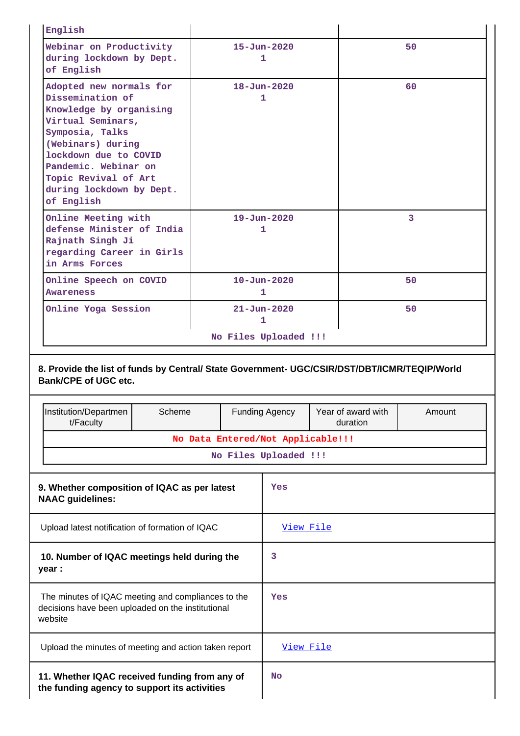| | | |
|---|---|---|
| English | | |
| Webinar on Productivity during lockdown by Dept. of English | 15-Jun-2020 1 | 50 |
| Adopted new normals for Dissemination of Knowledge by organising Virtual Seminars, Symposia, Talks (Webinars) during lockdown due to COVID Pandemic. Webinar on Topic Revival of Art during lockdown by Dept. of English | 18-Jun-2020 1 | 60 |
| Online Meeting with defense Minister of India Rajnath Singh Ji regarding Career in Girls in Arms Forces | 19-Jun-2020 1 | 3 |
| Online Speech on COVID Awareness | 10-Jun-2020 1 | 50 |
| Online Yoga Session | 21-Jun-2020 1 | 50 |
| No Files Uploaded !!! | | |

**8. Provide the list of funds by Central/ State Government- UGC/CSIR/DST/DBT/ICMR/TEQIP/World Bank/CPE of UGC etc.**

| Institution/Department/Faculty | Scheme | Funding Agency | Year of award with duration | Amount |
|---|---|---|---|---|
| No Data Entered/Not Applicable!!! | | | | |
| No Files Uploaded !!! | | | | |

| | |
|---|---|
| **9. Whether composition of IQAC as per latest NAAC guidelines:** | Yes |
| Upload latest notification of formation of IQAC | View File |
| **10. Number of IQAC meetings held during the year :** | 3 |
| The minutes of IQAC meeting and compliances to the decisions have been uploaded on the institutional website | Yes |
| Upload the minutes of meeting and action taken report | View File |
| **11. Whether IQAC received funding from any of the funding agency to support its activities** | No |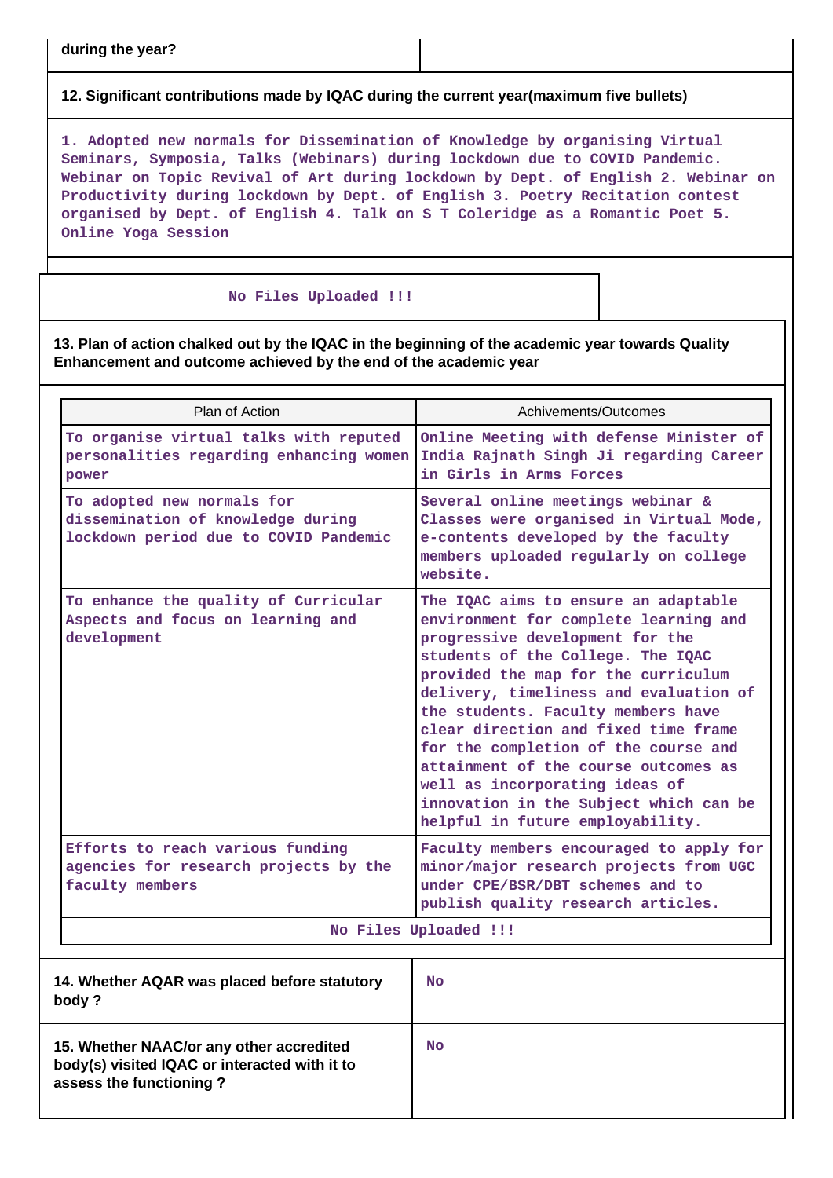| during the year? | |
|---|---|

**12. Significant contributions made by IQAC during the current year(maximum five bullets)**

1. Adopted new normals for Dissemination of Knowledge by organising Virtual Seminars, Symposia, Talks (Webinars) during lockdown due to COVID Pandemic. Webinar on Topic Revival of Art during lockdown by Dept. of English 2. Webinar on Productivity during lockdown by Dept. of English 3. Poetry Recitation contest organised by Dept. of English 4. Talk on S T Coleridge as a Romantic Poet 5. Online Yoga Session

No Files Uploaded !!!

**13. Plan of action chalked out by the IQAC in the beginning of the academic year towards Quality Enhancement and outcome achieved by the end of the academic year**

| Plan of Action | Achivements/Outcomes |
|---|---|
| To organise virtual talks with reputed personalities regarding enhancing women power | Online Meeting with defense Minister of India Rajnath Singh Ji regarding Career in Girls in Arms Forces |
| To adopted new normals for dissemination of knowledge during lockdown period due to COVID Pandemic | Several online meetings webinar & Classes were organised in Virtual Mode, e-contents developed by the faculty members uploaded regularly on college website. |
| To enhance the quality of Curricular Aspects and focus on learning and development | The IQAC aims to ensure an adaptable environment for complete learning and progressive development for the students of the College. The IQAC provided the map for the curriculum delivery, timeliness and evaluation of the students. Faculty members have clear direction and fixed time frame for the completion of the course and attainment of the course outcomes as well as incorporating ideas of innovation in the Subject which can be helpful in future employability. |
| Efforts to reach various funding agencies for research projects by the faculty members | Faculty members encouraged to apply for minor/major research projects from UGC under CPE/BSR/DBT schemes and to publish quality research articles. |
| No Files Uploaded !!! | |

| | |
|---|---|
| **14. Whether AQAR was placed before statutory body ?** | No |
| **15. Whether NAAC/or any other accredited body(s) visited IQAC or interacted with it to assess the functioning ?** | No |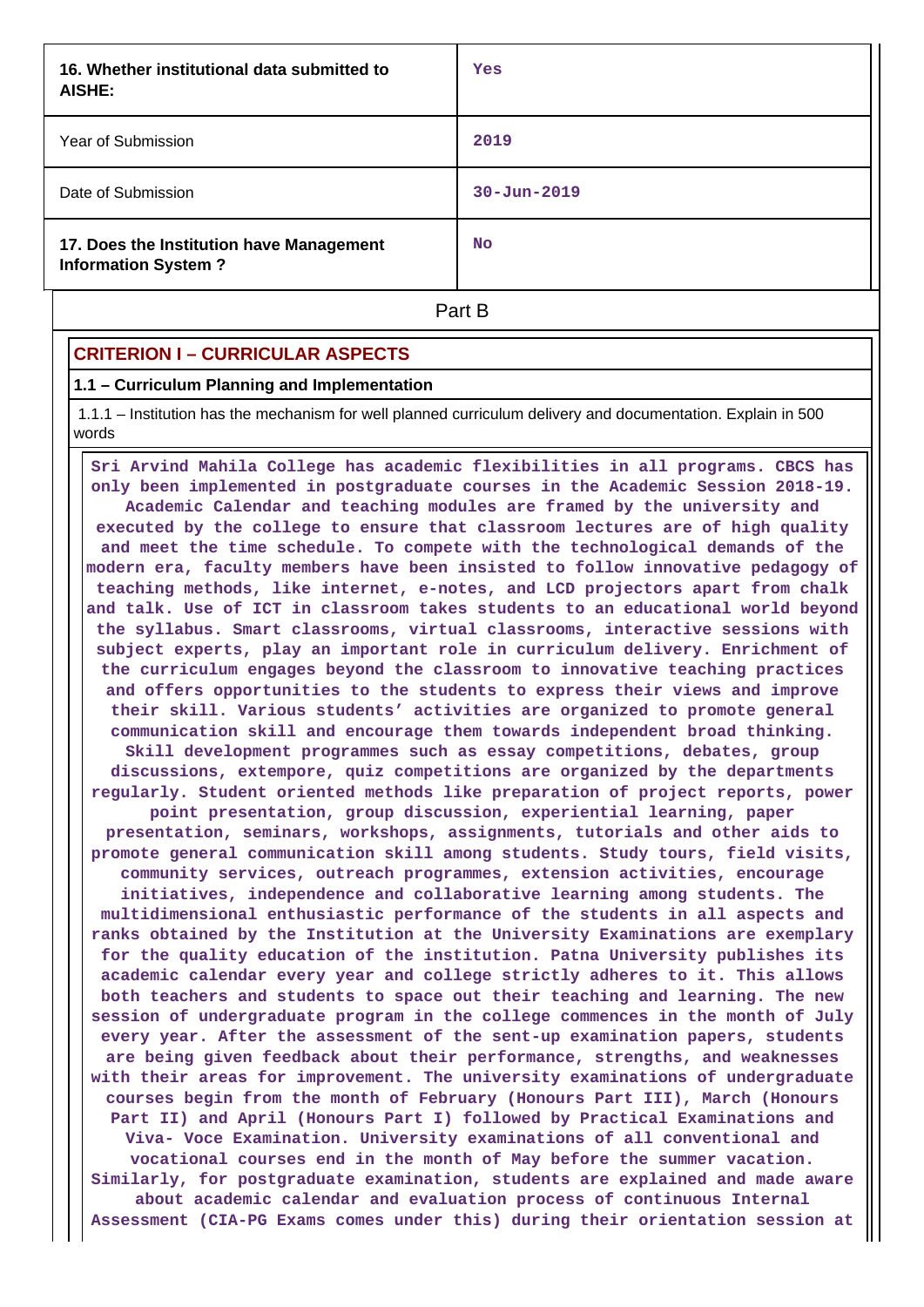| | |
|---|---|
| **16. Whether institutional data submitted to AISHE:** | Yes |
| Year of Submission | 2019 |
| Date of Submission | 30-Jun-2019 |
| **17. Does the Institution have Management Information System ?** | No |

## Part B

### CRITERION I – CURRICULAR ASPECTS

**1.1 – Curriculum Planning and Implementation**

1.1.1 – Institution has the mechanism for well planned curriculum delivery and documentation. Explain in 500 words

Sri Arvind Mahila College has academic flexibilities in all programs. CBCS has only been implemented in postgraduate courses in the Academic Session 2018-19. Academic Calendar and teaching modules are framed by the university and executed by the college to ensure that classroom lectures are of high quality and meet the time schedule. To compete with the technological demands of the modern era, faculty members have been insisted to follow innovative pedagogy of teaching methods, like internet, e-notes, and LCD projectors apart from chalk and talk. Use of ICT in classroom takes students to an educational world beyond the syllabus. Smart classrooms, virtual classrooms, interactive sessions with subject experts, play an important role in curriculum delivery. Enrichment of the curriculum engages beyond the classroom to innovative teaching practices and offers opportunities to the students to express their views and improve their skill. Various students' activities are organized to promote general communication skill and encourage them towards independent broad thinking. Skill development programmes such as essay competitions, debates, group discussions, extempore, quiz competitions are organized by the departments regularly. Student oriented methods like preparation of project reports, power point presentation, group discussion, experiential learning, paper presentation, seminars, workshops, assignments, tutorials and other aids to promote general communication skill among students. Study tours, field visits, community services, outreach programmes, extension activities, encourage initiatives, independence and collaborative learning among students. The multidimensional enthusiastic performance of the students in all aspects and ranks obtained by the Institution at the University Examinations are exemplary for the quality education of the institution. Patna University publishes its academic calendar every year and college strictly adheres to it. This allows both teachers and students to space out their teaching and learning. The new session of undergraduate program in the college commences in the month of July every year. After the assessment of the sent-up examination papers, students are being given feedback about their performance, strengths, and weaknesses with their areas for improvement. The university examinations of undergraduate courses begin from the month of February (Honours Part III), March (Honours Part II) and April (Honours Part I) followed by Practical Examinations and Viva- Voce Examination. University examinations of all conventional and vocational courses end in the month of May before the summer vacation. Similarly, for postgraduate examination, students are explained and made aware about academic calendar and evaluation process of continuous Internal Assessment (CIA-PG Exams comes under this) during their orientation session at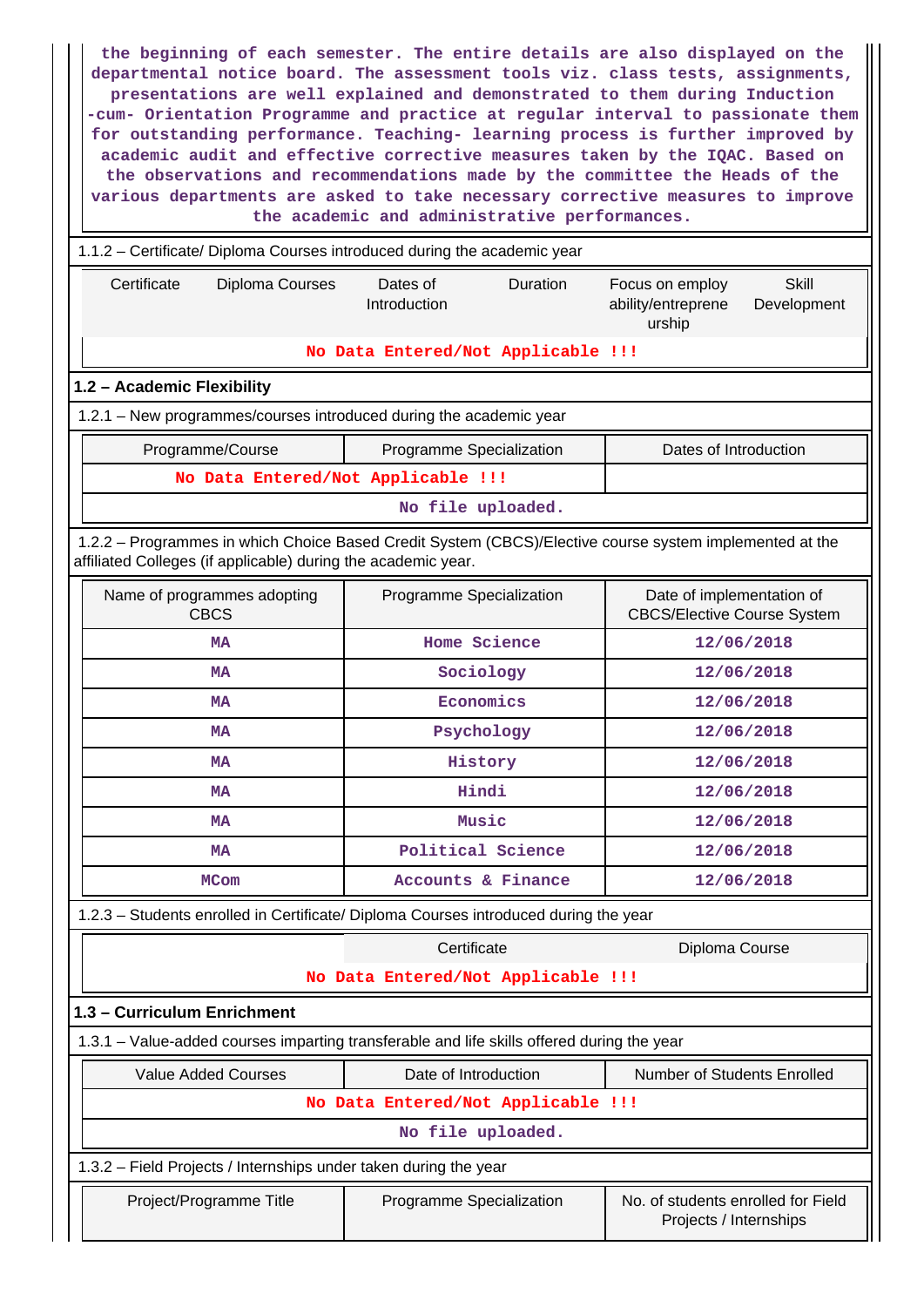the beginning of each semester. The entire details are also displayed on the departmental notice board. The assessment tools viz. class tests, assignments, presentations are well explained and demonstrated to them during Induction -cum- Orientation Programme and practice at regular interval to passionate them for outstanding performance. Teaching- learning process is further improved by academic audit and effective corrective measures taken by the IQAC. Based on the observations and recommendations made by the committee the Heads of the various departments are asked to take necessary corrective measures to improve the academic and administrative performances.

1.1.2 – Certificate/ Diploma Courses introduced during the academic year

| Certificate | Diploma Courses | Dates of Introduction | Duration | Focus on employ ability/entrepreneurship | Skill Development |
|---|---|---|---|---|---|
| No Data Entered/Not Applicable !!! | | | | | |

## 1.2 – Academic Flexibility

1.2.1 – New programmes/courses introduced during the academic year

| Programme/Course | Programme Specialization | Dates of Introduction |
|---|---|---|
| No Data Entered/Not Applicable !!! | | |

No file uploaded.

1.2.2 – Programmes in which Choice Based Credit System (CBCS)/Elective course system implemented at the affiliated Colleges (if applicable) during the academic year.

| Name of programmes adopting CBCS | Programme Specialization | Date of implementation of CBCS/Elective Course System |
|---|---|---|
| MA | Home Science | 12/06/2018 |
| MA | Sociology | 12/06/2018 |
| MA | Economics | 12/06/2018 |
| MA | Psychology | 12/06/2018 |
| MA | History | 12/06/2018 |
| MA | Hindi | 12/06/2018 |
| MA | Music | 12/06/2018 |
| MA | Political Science | 12/06/2018 |
| MCom | Accounts & Finance | 12/06/2018 |

1.2.3 – Students enrolled in Certificate/ Diploma Courses introduced during the year

| | Certificate | Diploma Course |
|---|---|---|
| No Data Entered/Not Applicable !!! | | |

## 1.3 – Curriculum Enrichment

1.3.1 – Value-added courses imparting transferable and life skills offered during the year

| Value Added Courses | Date of Introduction | Number of Students Enrolled |
|---|---|---|
| No Data Entered/Not Applicable !!! | | |

No file uploaded.

1.3.2 – Field Projects / Internships under taken during the year

| Project/Programme Title | Programme Specialization | No. of students enrolled for Field Projects / Internships |
|---|---|---|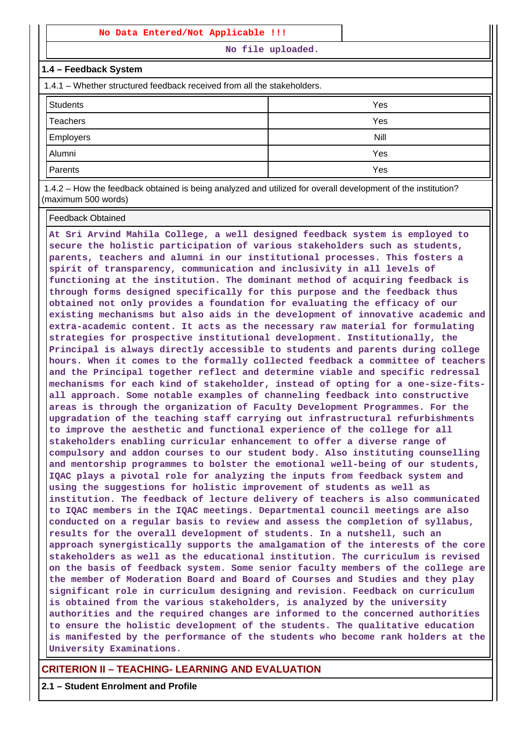No Data Entered/Not Applicable !!!

No file uploaded.

### 1.4 – Feedback System

1.4.1 – Whether structured feedback received from all the stakeholders.

| Students | Yes |
|---|---|
| Teachers | Yes |
| Employers | Nill |
| Alumni | Yes |
| Parents | Yes |

1.4.2 – How the feedback obtained is being analyzed and utilized for overall development of the institution? (maximum 500 words)

Feedback Obtained

At Sri Arvind Mahila College, a well designed feedback system is employed to secure the holistic participation of various stakeholders such as students, parents, teachers and alumni in our institutional processes. This fosters a spirit of transparency, communication and inclusivity in all levels of functioning at the institution. The dominant method of acquiring feedback is through forms designed specifically for this purpose and the feedback thus obtained not only provides a foundation for evaluating the efficacy of our existing mechanisms but also aids in the development of innovative academic and extra-academic content. It acts as the necessary raw material for formulating strategies for prospective institutional development. Institutionally, the Principal is always directly accessible to students and parents during college hours. When it comes to the formally collected feedback a committee of teachers and the Principal together reflect and determine viable and specific redressal mechanisms for each kind of stakeholder, instead of opting for a one-size-fits-all approach. Some notable examples of channeling feedback into constructive areas is through the organization of Faculty Development Programmes. For the upgradation of the teaching staff carrying out infrastructural refurbishments to improve the aesthetic and functional experience of the college for all stakeholders enabling curricular enhancement to offer a diverse range of compulsory and addon courses to our student body. Also instituting counselling and mentorship programmes to bolster the emotional well-being of our students, IQAC plays a pivotal role for analyzing the inputs from feedback system and using the suggestions for holistic improvement of students as well as institution. The feedback of lecture delivery of teachers is also communicated to IQAC members in the IQAC meetings. Departmental council meetings are also conducted on a regular basis to review and assess the completion of syllabus, results for the overall development of students. In a nutshell, such an approach synergistically supports the amalgamation of the interests of the core stakeholders as well as the educational institution. The curriculum is revised on the basis of feedback system. Some senior faculty members of the college are the member of Moderation Board and Board of Courses and Studies and they play significant role in curriculum designing and revision. Feedback on curriculum is obtained from the various stakeholders, is analyzed by the university authorities and the required changes are informed to the concerned authorities to ensure the holistic development of the students. The qualitative education is manifested by the performance of the students who become rank holders at the University Examinations.

## CRITERION II – TEACHING- LEARNING AND EVALUATION

### 2.1 – Student Enrolment and Profile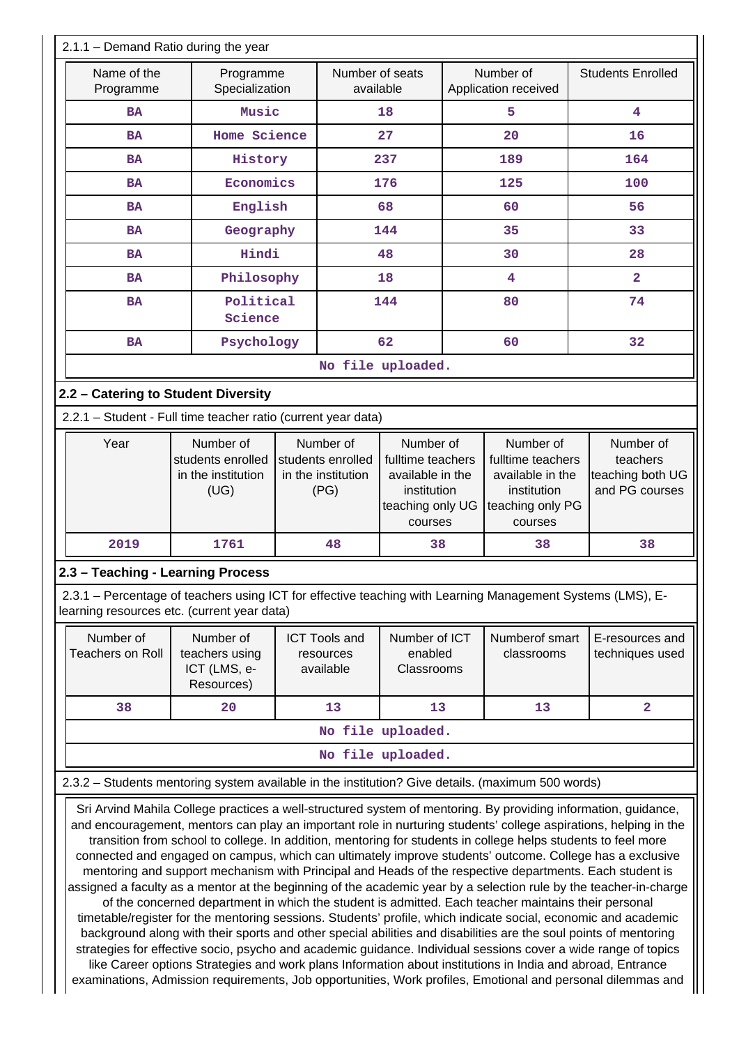2.1.1 – Demand Ratio during the year

| Name of the Programme | Programme Specialization | Number of seats available | Number of Application received | Students Enrolled |
|---|---|---|---|---|
| BA | Music | 18 | 5 | 4 |
| BA | Home Science | 27 | 20 | 16 |
| BA | History | 237 | 189 | 164 |
| BA | Economics | 176 | 125 | 100 |
| BA | English | 68 | 60 | 56 |
| BA | Geography | 144 | 35 | 33 |
| BA | Hindi | 48 | 30 | 28 |
| BA | Philosophy | 18 | 4 | 2 |
| BA | Political Science | 144 | 80 | 74 |
| BA | Psychology | 62 | 60 | 32 |

No file uploaded.

## 2.2 – Catering to Student Diversity

2.2.1 – Student - Full time teacher ratio (current year data)

| Year | Number of students enrolled in the institution (UG) | Number of students enrolled in the institution (PG) | Number of fulltime teachers available in the institution teaching only UG courses | Number of fulltime teachers available in the institution teaching only PG courses | Number of teachers teaching both UG and PG courses |
|---|---|---|---|---|---|
| 2019 | 1761 | 48 | 38 | 38 | 38 |

## 2.3 – Teaching - Learning Process

2.3.1 – Percentage of teachers using ICT for effective teaching with Learning Management Systems (LMS), E-learning resources etc. (current year data)

| Number of Teachers on Roll | Number of teachers using ICT (LMS, e-Resources) | ICT Tools and resources available | Number of ICT enabled Classrooms | Numberof smart classrooms | E-resources and techniques used |
|---|---|---|---|---|---|
| 38 | 20 | 13 | 13 | 13 | 2 |

No file uploaded.

No file uploaded.

2.3.2 – Students mentoring system available in the institution? Give details. (maximum 500 words)

Sri Arvind Mahila College practices a well-structured system of mentoring. By providing information, guidance, and encouragement, mentors can play an important role in nurturing students' college aspirations, helping in the transition from school to college. In addition, mentoring for students in college helps students to feel more connected and engaged on campus, which can ultimately improve students' outcome. College has a exclusive mentoring and support mechanism with Principal and Heads of the respective departments. Each student is assigned a faculty as a mentor at the beginning of the academic year by a selection rule by the teacher-in-charge of the concerned department in which the student is admitted. Each teacher maintains their personal timetable/register for the mentoring sessions. Students' profile, which indicate social, economic and academic background along with their sports and other special abilities and disabilities are the soul points of mentoring strategies for effective socio, psycho and academic guidance. Individual sessions cover a wide range of topics like Career options Strategies and work plans Information about institutions in India and abroad, Entrance examinations, Admission requirements, Job opportunities, Work profiles, Emotional and personal dilemmas and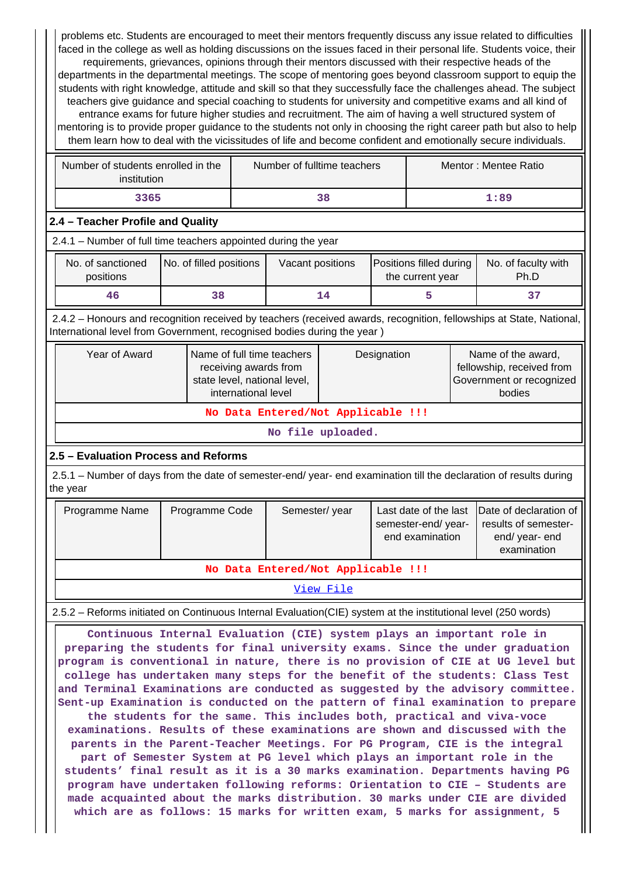problems etc. Students are encouraged to meet their mentors frequently discuss any issue related to difficulties faced in the college as well as holding discussions on the issues faced in their personal life. Students voice, their requirements, grievances, opinions through their mentors discussed with their respective heads of the departments in the departmental meetings. The scope of mentoring goes beyond classroom support to equip the students with right knowledge, attitude and skill so that they successfully face the challenges ahead. The subject teachers give guidance and special coaching to students for university and competitive exams and all kind of entrance exams for future higher studies and recruitment. The aim of having a well structured system of mentoring is to provide proper guidance to the students not only in choosing the right career path but also to help them learn how to deal with the vicissitudes of life and become confident and emotionally secure individuals.

| Number of students enrolled in the institution | Number of fulltime teachers | Mentor : Mentee Ratio |
|---|---|---|
| 3365 | 38 | 1:89 |

### 2.4 – Teacher Profile and Quality

2.4.1 – Number of full time teachers appointed during the year

| No. of sanctioned positions | No. of filled positions | Vacant positions | Positions filled during the current year | No. of faculty with Ph.D |
|---|---|---|---|---|
| 46 | 38 | 14 | 5 | 37 |

2.4.2 – Honours and recognition received by teachers (received awards, recognition, fellowships at State, National, International level from Government, recognised bodies during the year )

| Year of Award | Name of full time teachers receiving awards from state level, national level, international level | Designation | Name of the award, fellowship, received from Government or recognized bodies |
|---|---|---|---|
| No Data Entered/Not Applicable !!! | | | |
| No file uploaded. | | | |

### 2.5 – Evaluation Process and Reforms

2.5.1 – Number of days from the date of semester-end/ year- end examination till the declaration of results during the year

| Programme Name | Programme Code | Semester/ year | Last date of the last semester-end/ year- end examination | Date of declaration of results of semester-end/ year- end examination |
|---|---|---|---|---|
| No Data Entered/Not Applicable !!! | | | | |
| View File | | | | |

2.5.2 – Reforms initiated on Continuous Internal Evaluation(CIE) system at the institutional level (250 words)

Continuous Internal Evaluation (CIE) system plays an important role in preparing the students for final university exams. Since the under graduation program is conventional in nature, there is no provision of CIE at UG level but college has undertaken many steps for the benefit of the students: Class Test and Terminal Examinations are conducted as suggested by the advisory committee. Sent-up Examination is conducted on the pattern of final examination to prepare the students for the same. This includes both, practical and viva-voce examinations. Results of these examinations are shown and discussed with the parents in the Parent-Teacher Meetings. For PG Program, CIE is the integral part of Semester System at PG level which plays an important role in the students' final result as it is a 30 marks examination. Departments having PG program have undertaken following reforms: Orientation to CIE – Students are made acquainted about the marks distribution. 30 marks under CIE are divided which are as follows: 15 marks for written exam, 5 marks for assignment, 5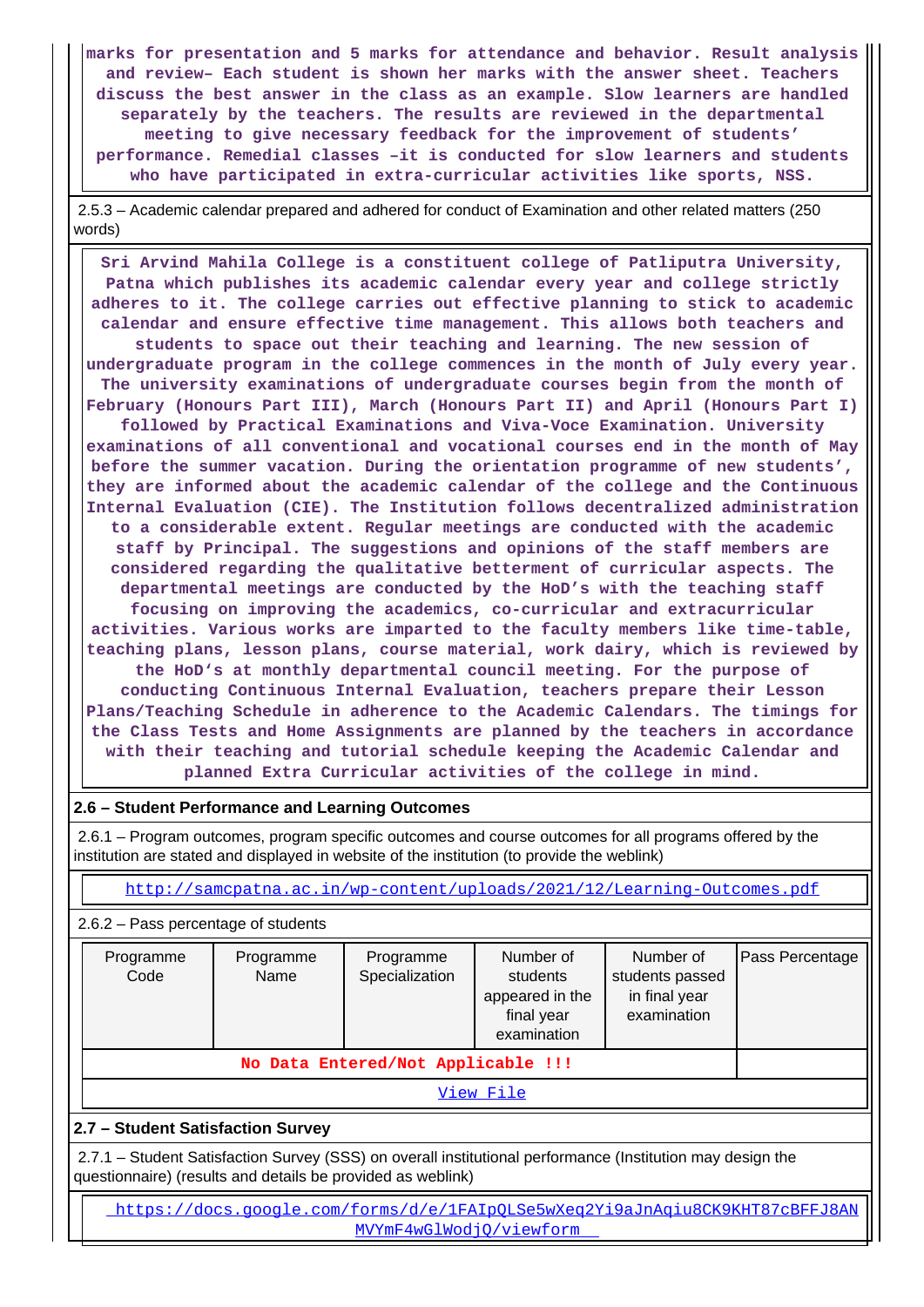marks for presentation and 5 marks for attendance and behavior. Result analysis and review– Each student is shown her marks with the answer sheet. Teachers discuss the best answer in the class as an example. Slow learners are handled separately by the teachers. The results are reviewed in the departmental meeting to give necessary feedback for the improvement of students' performance. Remedial classes –it is conducted for slow learners and students who have participated in extra-curricular activities like sports, NSS.

2.5.3 – Academic calendar prepared and adhered for conduct of Examination and other related matters (250 words)

Sri Arvind Mahila College is a constituent college of Patliputra University, Patna which publishes its academic calendar every year and college strictly adheres to it. The college carries out effective planning to stick to academic calendar and ensure effective time management. This allows both teachers and students to space out their teaching and learning. The new session of undergraduate program in the college commences in the month of July every year. The university examinations of undergraduate courses begin from the month of February (Honours Part III), March (Honours Part II) and April (Honours Part I) followed by Practical Examinations and Viva-Voce Examination. University examinations of all conventional and vocational courses end in the month of May before the summer vacation. During the orientation programme of new students', they are informed about the academic calendar of the college and the Continuous Internal Evaluation (CIE). The Institution follows decentralized administration to a considerable extent. Regular meetings are conducted with the academic staff by Principal. The suggestions and opinions of the staff members are considered regarding the qualitative betterment of curricular aspects. The departmental meetings are conducted by the HoD's with the teaching staff focusing on improving the academics, co-curricular and extracurricular activities. Various works are imparted to the faculty members like time-table, teaching plans, lesson plans, course material, work dairy, which is reviewed by the HoD's at monthly departmental council meeting. For the purpose of conducting Continuous Internal Evaluation, teachers prepare their Lesson Plans/Teaching Schedule in adherence to the Academic Calendars. The timings for the Class Tests and Home Assignments are planned by the teachers in accordance with their teaching and tutorial schedule keeping the Academic Calendar and planned Extra Curricular activities of the college in mind.

## 2.6 – Student Performance and Learning Outcomes

2.6.1 – Program outcomes, program specific outcomes and course outcomes for all programs offered by the institution are stated and displayed in website of the institution (to provide the weblink)

http://samcpatna.ac.in/wp-content/uploads/2021/12/Learning-Outcomes.pdf

2.6.2 – Pass percentage of students

| Programme Code | Programme Name | Programme Specialization | Number of students appeared in the final year examination | Number of students passed in final year examination | Pass Percentage |
|---|---|---|---|---|---|
| No Data Entered/Not Applicable !!! | | | | | |
| View File | | | | | |

## 2.7 – Student Satisfaction Survey

2.7.1 – Student Satisfaction Survey (SSS) on overall institutional performance (Institution may design the questionnaire) (results and details be provided as weblink)

https://docs.google.com/forms/d/e/1FAIpQLSe5wXeq2Yi9aJnAqiu8CK9KHT87cBFFJ8ANMVYmF4wGlWodjQ/viewform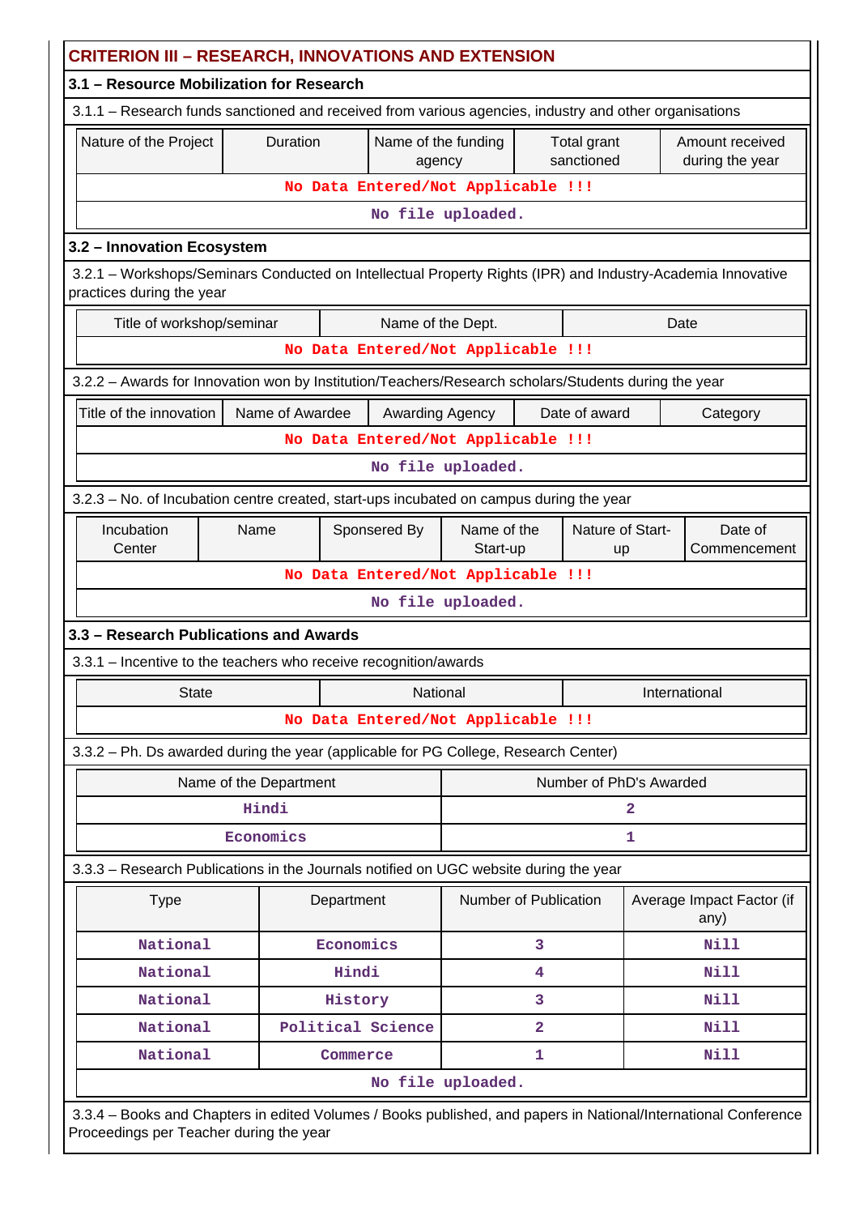## CRITERION III – RESEARCH, INNOVATIONS AND EXTENSION

### 3.1 – Resource Mobilization for Research

3.1.1 – Research funds sanctioned and received from various agencies, industry and other organisations

| Nature of the Project | Duration | Name of the funding agency | Total grant sanctioned | Amount received during the year |
|---|---|---|---|---|
| No Data Entered/Not Applicable !!! | | | | |
| No file uploaded. | | | | |

### 3.2 – Innovation Ecosystem

3.2.1 – Workshops/Seminars Conducted on Intellectual Property Rights (IPR) and Industry-Academia Innovative practices during the year

| Title of workshop/seminar | Name of the Dept. | Date |
|---|---|---|
| No Data Entered/Not Applicable !!! | | |

3.2.2 – Awards for Innovation won by Institution/Teachers/Research scholars/Students during the year

| Title of the innovation | Name of Awardee | Awarding Agency | Date of award | Category |
|---|---|---|---|---|
| No Data Entered/Not Applicable !!! | | | | |
| No file uploaded. | | | | |

3.2.3 – No. of Incubation centre created, start-ups incubated on campus during the year

| Incubation Center | Name | Sponsered By | Name of the Start-up | Nature of Start-up | Date of Commencement |
|---|---|---|---|---|---|
| No Data Entered/Not Applicable !!! | | | | | |
| No file uploaded. | | | | | |

### 3.3 – Research Publications and Awards

3.3.1 – Incentive to the teachers who receive recognition/awards

| State | National | International |
|---|---|---|
| No Data Entered/Not Applicable !!! | | |

3.3.2 – Ph. Ds awarded during the year (applicable for PG College, Research Center)

| Name of the Department | Number of PhD's Awarded |
|---|---|
| Hindi | 2 |
| Economics | 1 |

3.3.3 – Research Publications in the Journals notified on UGC website during the year

| Type | Department | Number of Publication | Average Impact Factor (if any) |
|---|---|---|---|
| National | Economics | 3 | Nill |
| National | Hindi | 4 | Nill |
| National | History | 3 | Nill |
| National | Political Science | 2 | Nill |
| National | Commerce | 1 | Nill |
| No file uploaded. | | | |

3.3.4 – Books and Chapters in edited Volumes / Books published, and papers in National/International Conference Proceedings per Teacher during the year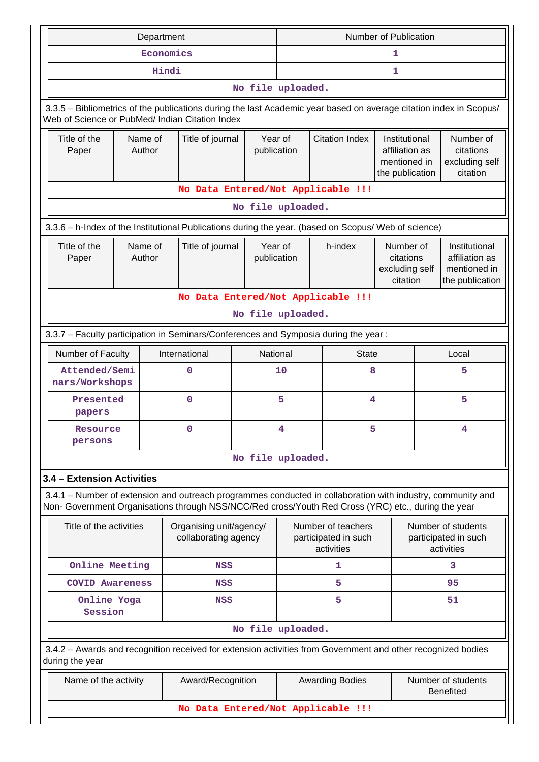| Department | Number of Publication |
|---|---|
| Economics | 1 |
| Hindi | 1 |
| No file uploaded. | |

3.3.5 – Bibliometrics of the publications during the last Academic year based on average citation index in Scopus/ Web of Science or PubMed/ Indian Citation Index

| Title of the Paper | Name of Author | Title of journal | Year of publication | Citation Index | Institutional affiliation as mentioned in the publication | Number of citations excluding self citation |
|---|---|---|---|---|---|---|
| No Data Entered/Not Applicable !!! | | | | | | |
| No file uploaded. | | | | | | |

3.3.6 – h-Index of the Institutional Publications during the year. (based on Scopus/ Web of science)

| Title of the Paper | Name of Author | Title of journal | Year of publication | h-index | Number of citations excluding self citation | Institutional affiliation as mentioned in the publication |
|---|---|---|---|---|---|---|
| No Data Entered/Not Applicable !!! | | | | | | |
| No file uploaded. | | | | | | |

3.3.7 – Faculty participation in Seminars/Conferences and Symposia during the year :

| Number of Faculty | International | National | State | Local |
|---|---|---|---|---|
| Attended/Seminars/Workshops | 0 | 10 | 8 | 5 |
| Presented papers | 0 | 5 | 4 | 5 |
| Resource persons | 0 | 4 | 5 | 4 |
| No file uploaded. | | | | |

### 3.4 – Extension Activities

3.4.1 – Number of extension and outreach programmes conducted in collaboration with industry, community and Non- Government Organisations through NSS/NCC/Red cross/Youth Red Cross (YRC) etc., during the year

| Title of the activities | Organising unit/agency/ collaborating agency | Number of teachers participated in such activities | Number of students participated in such activities |
|---|---|---|---|
| Online Meeting | NSS | 1 | 3 |
| COVID Awareness | NSS | 5 | 95 |
| Online Yoga Session | NSS | 5 | 51 |
| No file uploaded. | | | |

3.4.2 – Awards and recognition received for extension activities from Government and other recognized bodies during the year

| Name of the activity | Award/Recognition | Awarding Bodies | Number of students Benefited |
|---|---|---|---|
| No Data Entered/Not Applicable !!! | | | |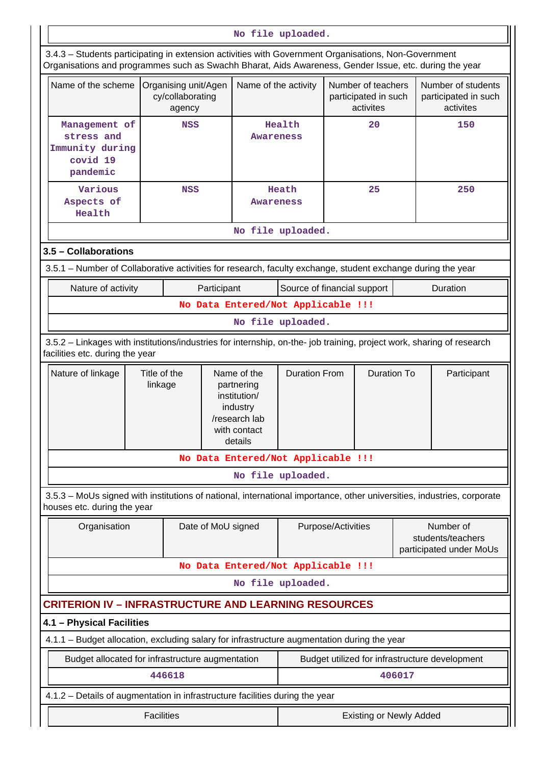No file uploaded.

3.4.3 – Students participating in extension activities with Government Organisations, Non-Government Organisations and programmes such as Swachh Bharat, Aids Awareness, Gender Issue, etc. during the year

| Name of the scheme | Organising unit/Agency/collaborating agency | Name of the activity | Number of teachers participated in such activites | Number of students participated in such activites |
|---|---|---|---|---|
| Management of stress and Immunity during covid 19 pandemic | NSS | Health Awareness | 20 | 150 |
| Various Aspects of Health | NSS | Heath Awareness | 25 | 250 |

No file uploaded.

## 3.5 – Collaborations

3.5.1 – Number of Collaborative activities for research, faculty exchange, student exchange during the year

| Nature of activity | Participant | Source of financial support | Duration |
|---|---|---|---|
| No Data Entered/Not Applicable !!! | | | |

No file uploaded.

3.5.2 – Linkages with institutions/industries for internship, on-the- job training, project work, sharing of research facilities etc. during the year

| Nature of linkage | Title of the linkage | Name of the partnering institution/ industry /research lab with contact details | Duration From | Duration To | Participant |
|---|---|---|---|---|---|
| No Data Entered/Not Applicable !!! | | | | | |

No file uploaded.

3.5.3 – MoUs signed with institutions of national, international importance, other universities, industries, corporate houses etc. during the year

| Organisation | Date of MoU signed | Purpose/Activities | Number of students/teachers participated under MoUs |
|---|---|---|---|
| No Data Entered/Not Applicable !!! | | | |

No file uploaded.

# CRITERION IV – INFRASTRUCTURE AND LEARNING RESOURCES

## 4.1 – Physical Facilities

4.1.1 – Budget allocation, excluding salary for infrastructure augmentation during the year

| Budget allocated for infrastructure augmentation | Budget utilized for infrastructure development |
|---|---|
| 446618 | 406017 |

4.1.2 – Details of augmentation in infrastructure facilities during the year

| Facilities | Existing or Newly Added |
|---|---|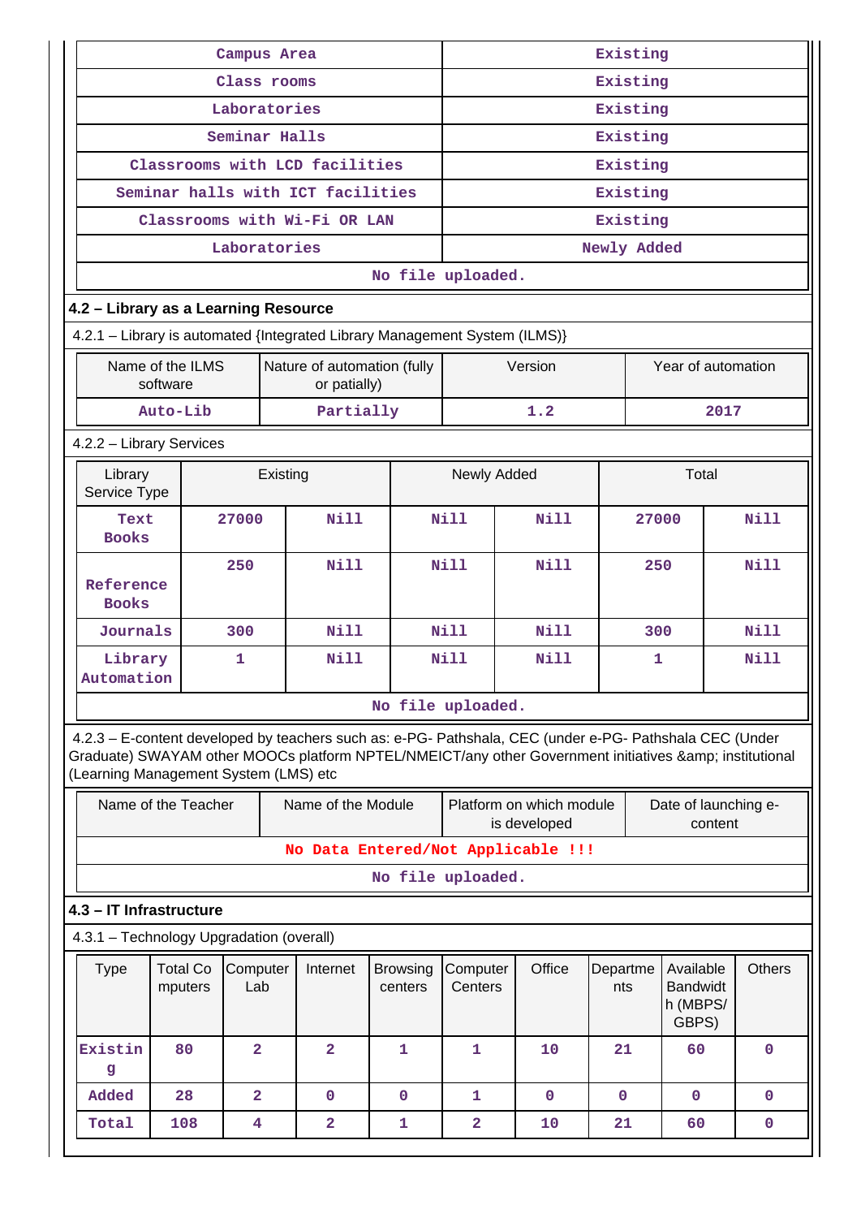| Campus Area | Existing |
|---|---|
| Class rooms | Existing |
| Laboratories | Existing |
| Seminar Halls | Existing |
| Classrooms with LCD facilities | Existing |
| Seminar halls with ICT facilities | Existing |
| Classrooms with Wi-Fi OR LAN | Existing |
| Laboratories | Newly Added |
| No file uploaded. | |

## 4.2 – Library as a Learning Resource

4.2.1 – Library is automated {Integrated Library Management System (ILMS)}

| Name of the ILMS software | Nature of automation (fully or patially) | Version | Year of automation |
|---|---|---|---|
| Auto-Lib | Partially | 1.2 | 2017 |

4.2.2 – Library Services

| Library Service Type | Existing | | Newly Added | | Total | |
|---|---|---|---|---|---|---|
| Text Books | 27000 | Nill | Nill | Nill | 27000 | Nill |
| Reference Books | 250 | Nill | Nill | Nill | 250 | Nill |
| Journals | 300 | Nill | Nill | Nill | 300 | Nill |
| Library Automation | 1 | Nill | Nill | Nill | 1 | Nill |
| No file uploaded. | | | | | | |

4.2.3 – E-content developed by teachers such as: e-PG- Pathshala, CEC (under e-PG- Pathshala CEC (Under Graduate) SWAYAM other MOOCs platform NPTEL/NMEICT/any other Government initiatives &amp; institutional (Learning Management System (LMS) etc

| Name of the Teacher | Name of the Module | Platform on which module is developed | Date of launching e-content |
|---|---|---|---|
| No Data Entered/Not Applicable !!! | | | |
| No file uploaded. | | | |

## 4.3 – IT Infrastructure

4.3.1 – Technology Upgradation (overall)

| Type | Total Computers | Computer Lab | Internet | Browsing centers | Computer Centers | Office | Departments | Available Bandwidth (MBPS/ GBPS) | Others |
|---|---|---|---|---|---|---|---|---|---|
| Existing | 80 | 2 | 2 | 1 | 1 | 10 | 21 | 60 | 0 |
| Added | 28 | 2 | 0 | 0 | 1 | 0 | 0 | 0 | 0 |
| Total | 108 | 4 | 2 | 1 | 2 | 10 | 21 | 60 | 0 |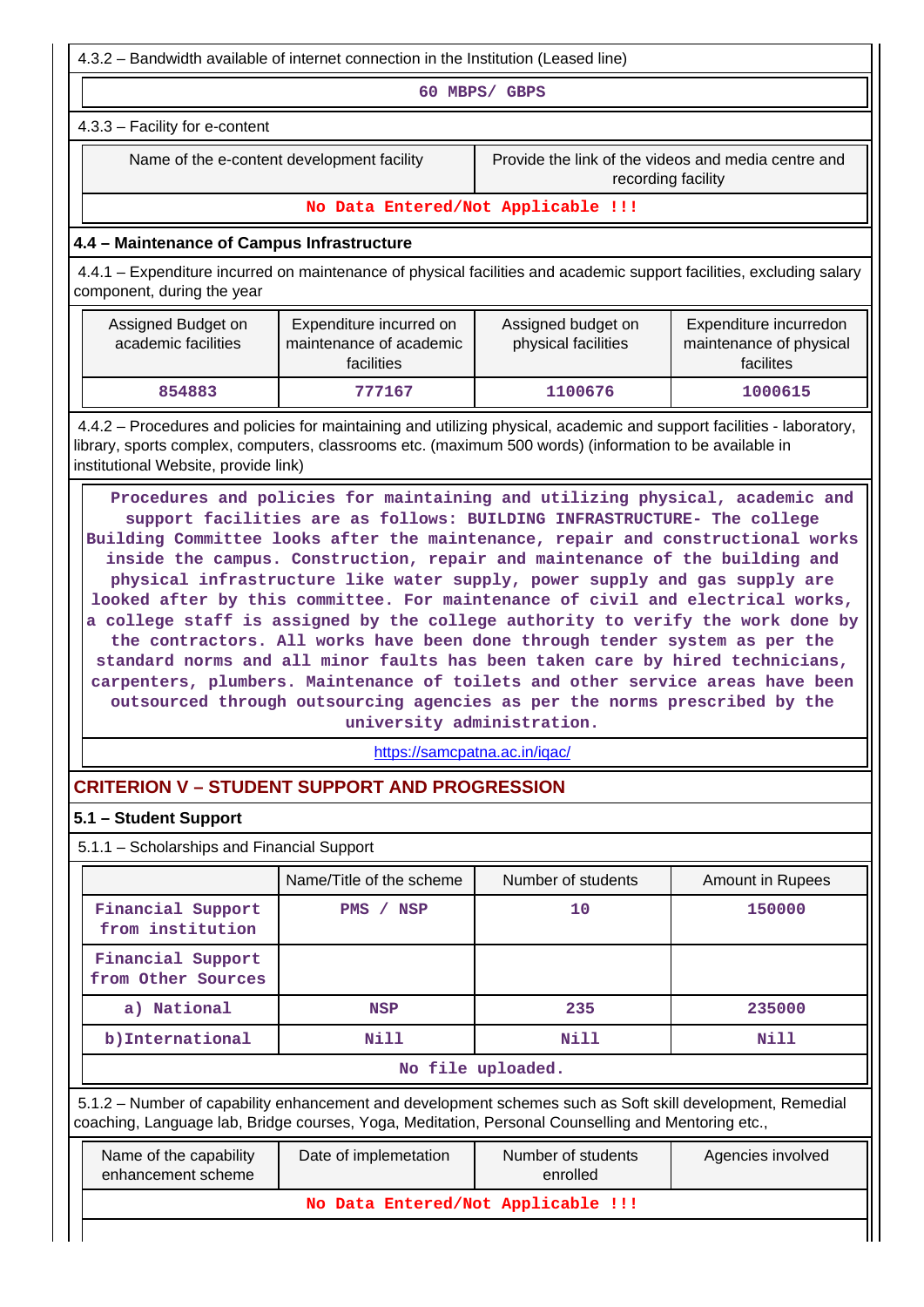4.3.2 – Bandwidth available of internet connection in the Institution (Leased line)

60 MBPS/ GBPS

4.3.3 – Facility for e-content

| Name of the e-content development facility | Provide the link of the videos and media centre and recording facility |
|---|---|
| No Data Entered/Not Applicable !!! | |

### 4.4 – Maintenance of Campus Infrastructure

4.4.1 – Expenditure incurred on maintenance of physical facilities and academic support facilities, excluding salary component, during the year

| Assigned Budget on academic facilities | Expenditure incurred on maintenance of academic facilities | Assigned budget on physical facilities | Expenditure incurredon maintenance of physical facilites |
|---|---|---|---|
| 854883 | 777167 | 1100676 | 1000615 |

4.4.2 – Procedures and policies for maintaining and utilizing physical, academic and support facilities - laboratory, library, sports complex, computers, classrooms etc. (maximum 500 words) (information to be available in institutional Website, provide link)

Procedures and policies for maintaining and utilizing physical, academic and support facilities are as follows: BUILDING INFRASTRUCTURE- The college Building Committee looks after the maintenance, repair and constructional works inside the campus. Construction, repair and maintenance of the building and physical infrastructure like water supply, power supply and gas supply are looked after by this committee. For maintenance of civil and electrical works, a college staff is assigned by the college authority to verify the work done by the contractors. All works have been done through tender system as per the standard norms and all minor faults has been taken care by hired technicians, carpenters, plumbers. Maintenance of toilets and other service areas have been outsourced through outsourcing agencies as per the norms prescribed by the university administration.

https://samcpatna.ac.in/iqac/

## CRITERION V – STUDENT SUPPORT AND PROGRESSION

### 5.1 – Student Support

5.1.1 – Scholarships and Financial Support

| | Name/Title of the scheme | Number of students | Amount in Rupees |
|---|---|---|---|
| Financial Support from institution | PMS / NSP | 10 | 150000 |
| Financial Support from Other Sources | | | |
| a) National | NSP | 235 | 235000 |
| b)International | Nill | Nill | Nill |

No file uploaded.

5.1.2 – Number of capability enhancement and development schemes such as Soft skill development, Remedial coaching, Language lab, Bridge courses, Yoga, Meditation, Personal Counselling and Mentoring etc.,

| Name of the capability enhancement scheme | Date of implemetation | Number of students enrolled | Agencies involved |
|---|---|---|---|
| No Data Entered/Not Applicable !!! | | | |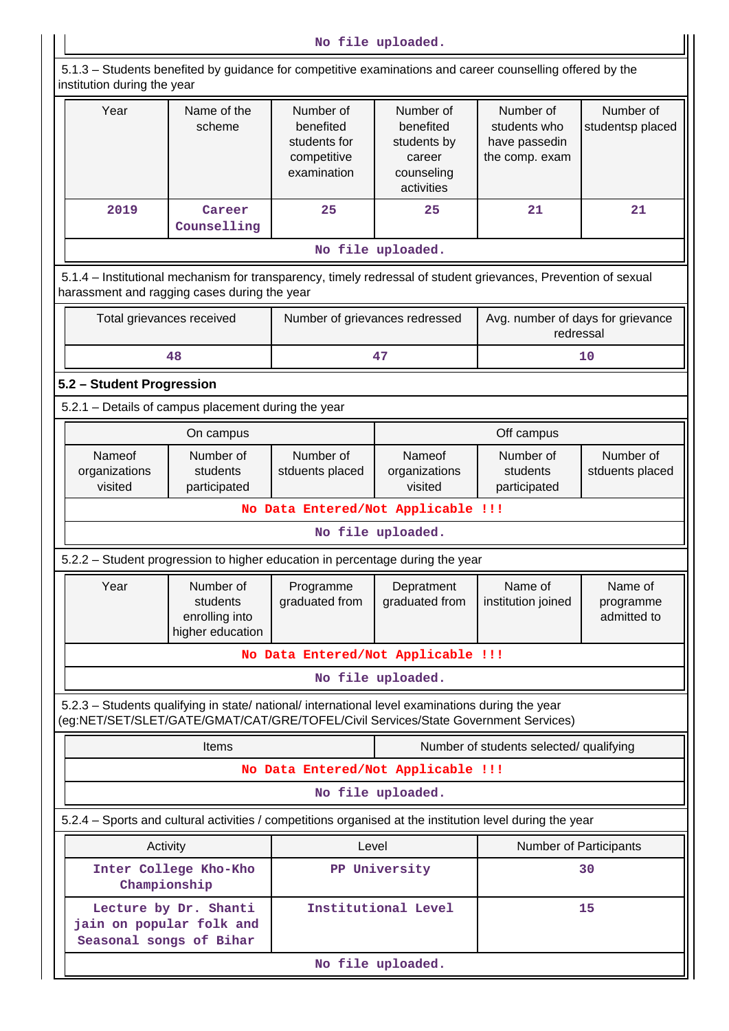No file uploaded.

5.1.3 – Students benefited by guidance for competitive examinations and career counselling offered by the institution during the year

| Year | Name of the scheme | Number of benefited students for competitive examination | Number of benefited students by career counseling activities | Number of students who have passedin the comp. exam | Number of studentsp placed |
|---|---|---|---|---|---|
| 2019 | Career Counselling | 25 | 25 | 21 | 21 |

No file uploaded.

5.1.4 – Institutional mechanism for transparency, timely redressal of student grievances, Prevention of sexual harassment and ragging cases during the year

| Total grievances received | Number of grievances redressed | Avg. number of days for grievance redressal |
|---|---|---|
| 48 | 47 | 10 |

**5.2 – Student Progression**

5.2.1 – Details of campus placement during the year

| On campus | | | Off campus | | |
|---|---|---|---|---|---|
| Nameof organizations visited | Number of students participated | Number of stduents placed | Nameof organizations visited | Number of students participated | Number of stduents placed |
| No Data Entered/Not Applicable !!! | | | | | |

No file uploaded.

5.2.2 – Student progression to higher education in percentage during the year

| Year | Number of students enrolling into higher education | Programme graduated from | Depratment graduated from | Name of institution joined | Name of programme admitted to |
|---|---|---|---|---|---|
| No Data Entered/Not Applicable !!! | | | | | |

No file uploaded.

5.2.3 – Students qualifying in state/ national/ international level examinations during the year (eg:NET/SET/SLET/GATE/GMAT/CAT/GRE/TOFEL/Civil Services/State Government Services)

| Items | Number of students selected/ qualifying |
|---|---|
| No Data Entered/Not Applicable !!! | |

No file uploaded.

5.2.4 – Sports and cultural activities / competitions organised at the institution level during the year

| Activity | Level | Number of Participants |
|---|---|---|
| Inter College Kho-Kho Championship | PP University | 30 |
| Lecture by Dr. Shanti jain on popular folk and Seasonal songs of Bihar | Institutional Level | 15 |

No file uploaded.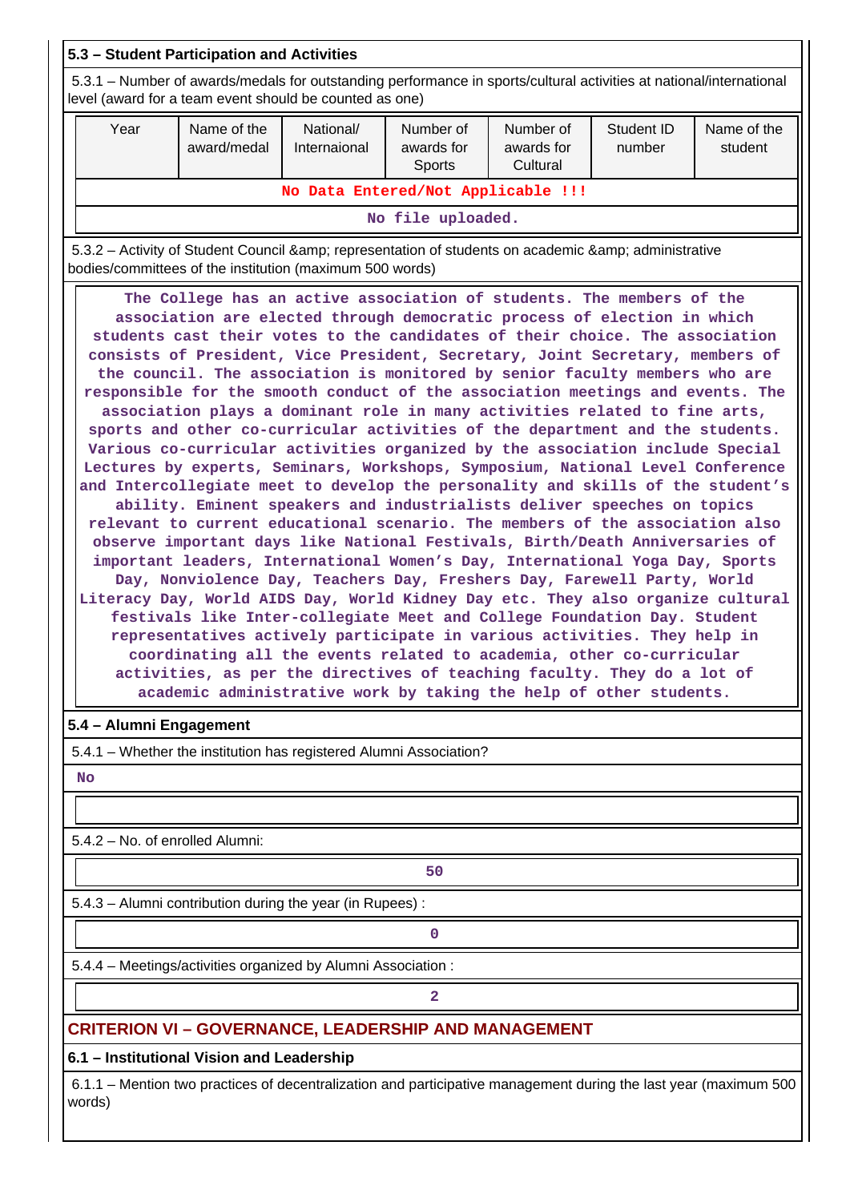### 5.3 – Student Participation and Activities

5.3.1 – Number of awards/medals for outstanding performance in sports/cultural activities at national/international level (award for a team event should be counted as one)

| Year | Name of the award/medal | National/ Internaional | Number of awards for Sports | Number of awards for Cultural | Student ID number | Name of the student |
|---|---|---|---|---|---|---|
| No Data Entered/Not Applicable !!! | | | | | | |
| No file uploaded. | | | | | | |

5.3.2 – Activity of Student Council &amp; representation of students on academic &amp; administrative bodies/committees of the institution (maximum 500 words)

**The College has an active association of students. The members of the association are elected through democratic process of election in which students cast their votes to the candidates of their choice. The association consists of President, Vice President, Secretary, Joint Secretary, members of the council. The association is monitored by senior faculty members who are responsible for the smooth conduct of the association meetings and events. The association plays a dominant role in many activities related to fine arts, sports and other co-curricular activities of the department and the students. Various co-curricular activities organized by the association include Special Lectures by experts, Seminars, Workshops, Symposium, National Level Conference and Intercollegiate meet to develop the personality and skills of the student's ability. Eminent speakers and industrialists deliver speeches on topics relevant to current educational scenario. The members of the association also observe important days like National Festivals, Birth/Death Anniversaries of important leaders, International Women's Day, International Yoga Day, Sports Day, Nonviolence Day, Teachers Day, Freshers Day, Farewell Party, World Literacy Day, World AIDS Day, World Kidney Day etc. They also organize cultural festivals like Inter-collegiate Meet and College Foundation Day. Student representatives actively participate in various activities. They help in coordinating all the events related to academia, other co-curricular activities, as per the directives of teaching faculty. They do a lot of academic administrative work by taking the help of other students.**

### 5.4 – Alumni Engagement

5.4.1 – Whether the institution has registered Alumni Association?

**No**

5.4.2 – No. of enrolled Alumni:

**50**

5.4.3 – Alumni contribution during the year (in Rupees) :

**0**

5.4.4 – Meetings/activities organized by Alumni Association :

**2**

## CRITERION VI – GOVERNANCE, LEADERSHIP AND MANAGEMENT

### 6.1 – Institutional Vision and Leadership

6.1.1 – Mention two practices of decentralization and participative management during the last year (maximum 500 words)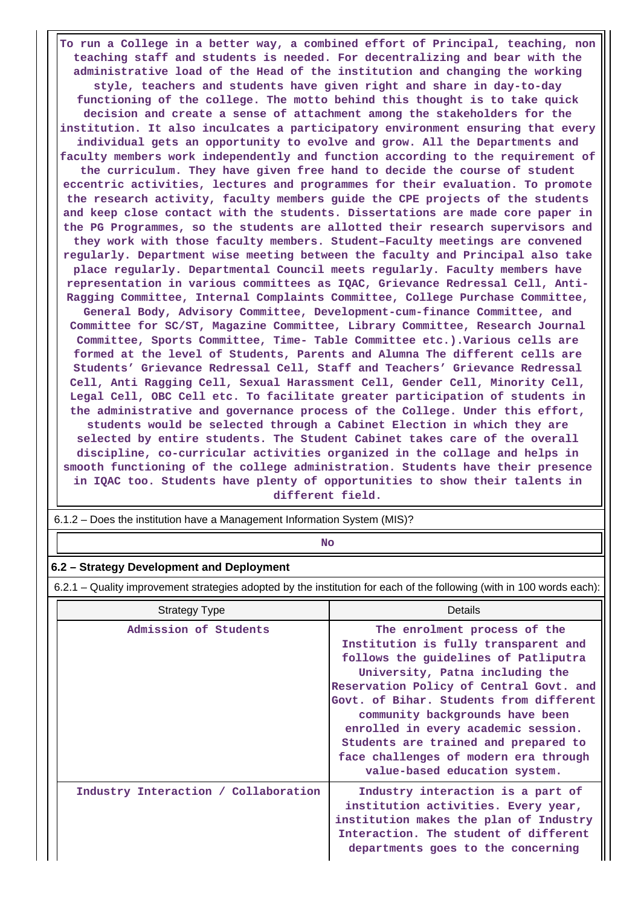To run a College in a better way, a combined effort of Principal, teaching, non teaching staff and students is needed. For decentralizing and bear with the administrative load of the Head of the institution and changing the working style, teachers and students have given right and share in day-to-day functioning of the college. The motto behind this thought is to take quick decision and create a sense of attachment among the stakeholders for the institution. It also inculcates a participatory environment ensuring that every individual gets an opportunity to evolve and grow. All the Departments and faculty members work independently and function according to the requirement of the curriculum. They have given free hand to decide the course of student eccentric activities, lectures and programmes for their evaluation. To promote the research activity, faculty members guide the CPE projects of the students and keep close contact with the students. Dissertations are made core paper in the PG Programmes, so the students are allotted their research supervisors and they work with those faculty members. Student–Faculty meetings are convened regularly. Department wise meeting between the faculty and Principal also take place regularly. Departmental Council meets regularly. Faculty members have representation in various committees as IQAC, Grievance Redressal Cell, Anti-Ragging Committee, Internal Complaints Committee, College Purchase Committee, General Body, Advisory Committee, Development-cum-finance Committee, and Committee for SC/ST, Magazine Committee, Library Committee, Research Journal Committee, Sports Committee, Time- Table Committee etc.).Various cells are formed at the level of Students, Parents and Alumna The different cells are Students' Grievance Redressal Cell, Staff and Teachers' Grievance Redressal Cell, Anti Ragging Cell, Sexual Harassment Cell, Gender Cell, Minority Cell, Legal Cell, OBC Cell etc. To facilitate greater participation of students in the administrative and governance process of the College. Under this effort, students would be selected through a Cabinet Election in which they are selected by entire students. The Student Cabinet takes care of the overall discipline, co-curricular activities organized in the collage and helps in smooth functioning of the college administration. Students have their presence in IQAC too. Students have plenty of opportunities to show their talents in different field.

6.1.2 – Does the institution have a Management Information System (MIS)?

No

## 6.2 – Strategy Development and Deployment

6.2.1 – Quality improvement strategies adopted by the institution for each of the following (with in 100 words each):

| Strategy Type | Details |
|---|---|
| Admission of Students | The enrolment process of the Institution is fully transparent and follows the guidelines of Patliputra University, Patna including the Reservation Policy of Central Govt. and Govt. of Bihar. Students from different community backgrounds have been enrolled in every academic session. Students are trained and prepared to face challenges of modern era through value-based education system. |
| Industry Interaction / Collaboration | Industry interaction is a part of institution activities. Every year, institution makes the plan of Industry Interaction. The student of different departments goes to the concerning |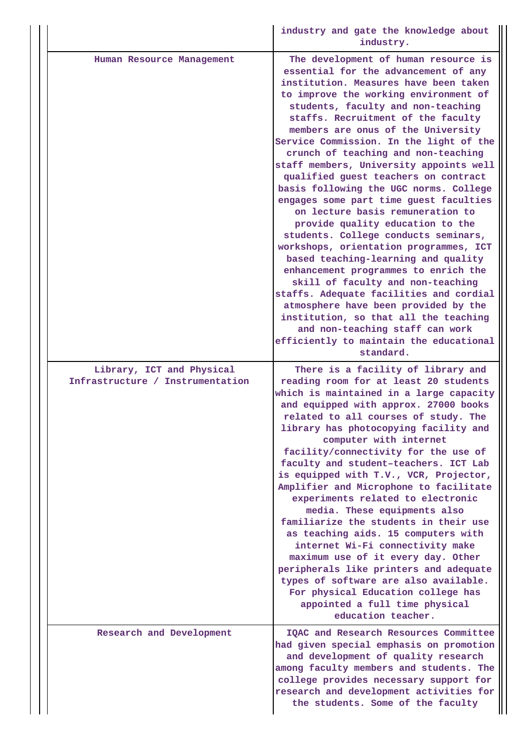| | |
|---|---|
| | industry and gate the knowledge about industry. |
| Human Resource Management | The development of human resource is essential for the advancement of any institution. Measures have been taken to improve the working environment of students, faculty and non-teaching staffs. Recruitment of the faculty members are onus of the University Service Commission. In the light of the crunch of teaching and non-teaching staff members, University appoints well qualified guest teachers on contract basis following the UGC norms. College engages some part time guest faculties on lecture basis remuneration to provide quality education to the students. College conducts seminars, workshops, orientation programmes, ICT based teaching-learning and quality enhancement programmes to enrich the skill of faculty and non-teaching staffs. Adequate facilities and cordial atmosphere have been provided by the institution, so that all the teaching and non-teaching staff can work efficiently to maintain the educational standard. |
| Library, ICT and Physical Infrastructure / Instrumentation | There is a facility of library and reading room for at least 20 students which is maintained in a large capacity and equipped with approx. 27000 books related to all courses of study. The library has photocopying facility and computer with internet facility/connectivity for the use of faculty and student–teachers. ICT Lab is equipped with T.V., VCR, Projector, Amplifier and Microphone to facilitate experiments related to electronic media. These equipments also familiarize the students in their use as teaching aids. 15 computers with internet Wi-Fi connectivity make maximum use of it every day. Other peripherals like printers and adequate types of software are also available. For physical Education college has appointed a full time physical education teacher. |
| Research and Development | IQAC and Research Resources Committee had given special emphasis on promotion and development of quality research among faculty members and students. The college provides necessary support for research and development activities for the students. Some of the faculty |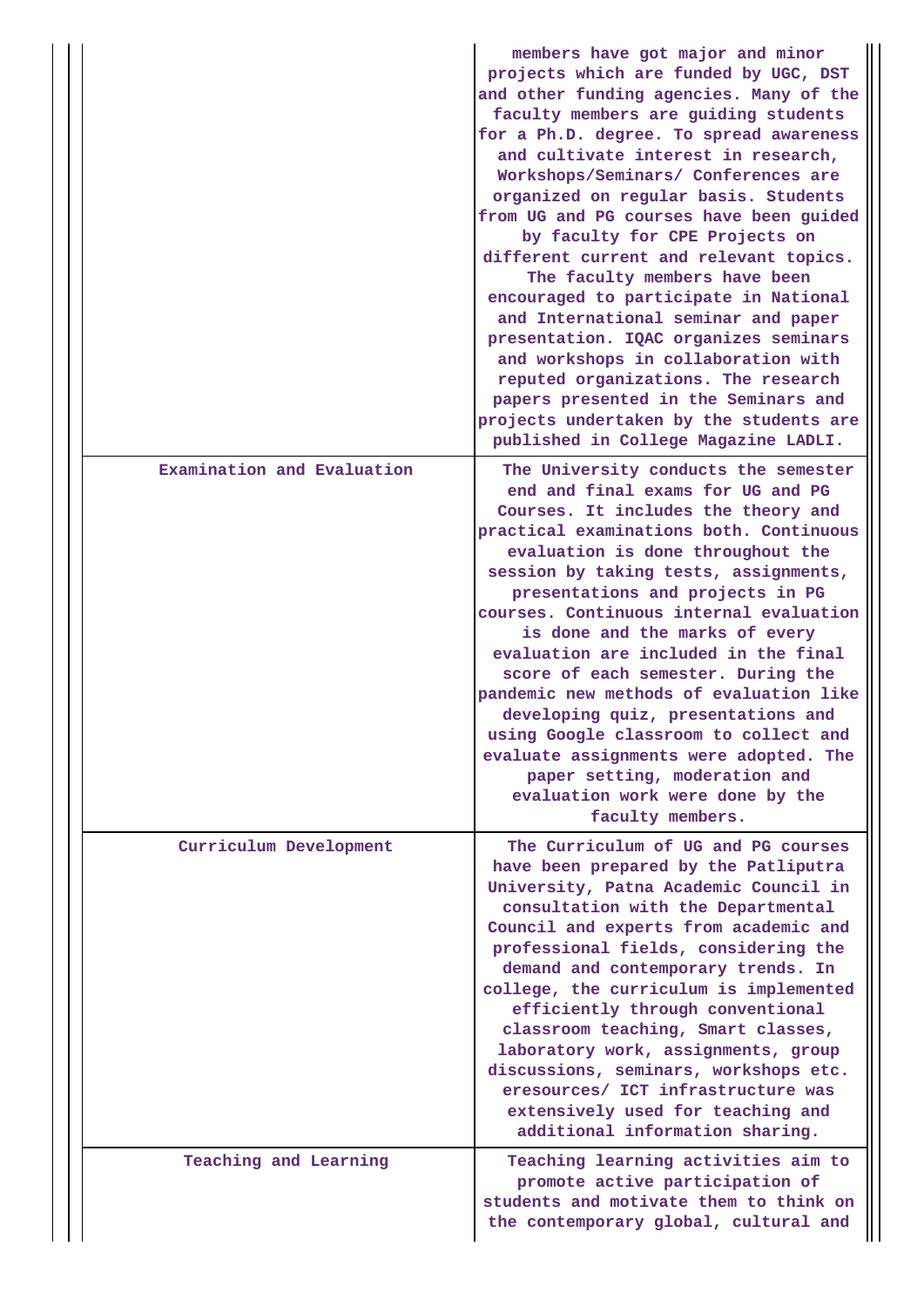| | |
|---|---|
| | members have got major and minor projects which are funded by UGC, DST and other funding agencies. Many of the faculty members are guiding students for a Ph.D. degree. To spread awareness and cultivate interest in research, Workshops/Seminars/ Conferences are organized on regular basis. Students from UG and PG courses have been guided by faculty for CPE Projects on different current and relevant topics. The faculty members have been encouraged to participate in National and International seminar and paper presentation. IQAC organizes seminars and workshops in collaboration with reputed organizations. The research papers presented in the Seminars and projects undertaken by the students are published in College Magazine LADLI. |
| Examination and Evaluation | The University conducts the semester end and final exams for UG and PG Courses. It includes the theory and practical examinations both. Continuous evaluation is done throughout the session by taking tests, assignments, presentations and projects in PG courses. Continuous internal evaluation is done and the marks of every evaluation are included in the final score of each semester. During the pandemic new methods of evaluation like developing quiz, presentations and using Google classroom to collect and evaluate assignments were adopted. The paper setting, moderation and evaluation work were done by the faculty members. |
| Curriculum Development | The Curriculum of UG and PG courses have been prepared by the Patliputra University, Patna Academic Council in consultation with the Departmental Council and experts from academic and professional fields, considering the demand and contemporary trends. In college, the curriculum is implemented efficiently through conventional classroom teaching, Smart classes, laboratory work, assignments, group discussions, seminars, workshops etc. eresources/ ICT infrastructure was extensively used for teaching and additional information sharing. |
| Teaching and Learning | Teaching learning activities aim to promote active participation of students and motivate them to think on the contemporary global, cultural and |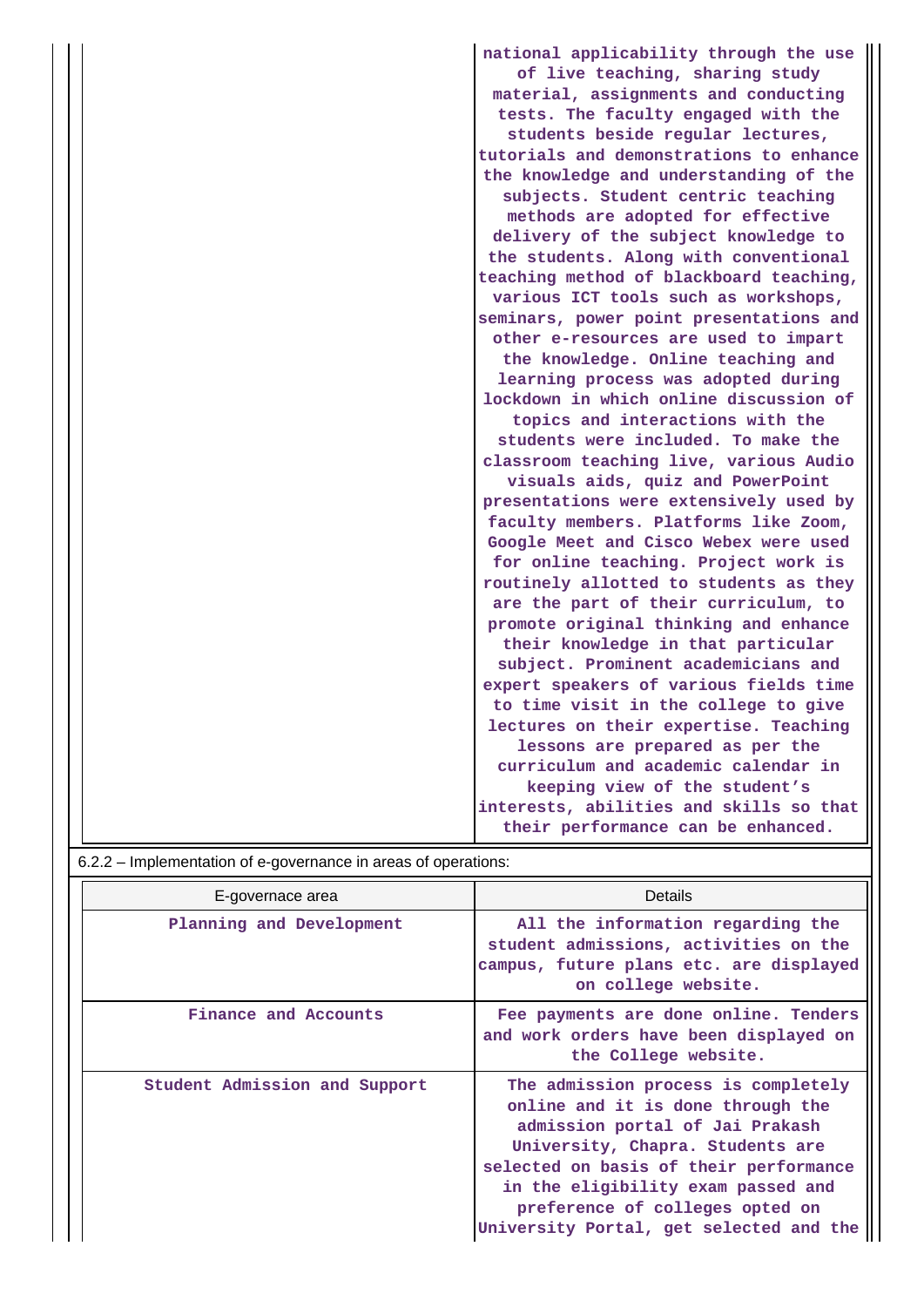| | |
|---|---|
| | national applicability through the use of live teaching, sharing study material, assignments and conducting tests. The faculty engaged with the students beside regular lectures, tutorials and demonstrations to enhance the knowledge and understanding of the subjects. Student centric teaching methods are adopted for effective delivery of the subject knowledge to the students. Along with conventional teaching method of blackboard teaching, various ICT tools such as workshops, seminars, power point presentations and other e-resources are used to impart the knowledge. Online teaching and learning process was adopted during lockdown in which online discussion of topics and interactions with the students were included. To make the classroom teaching live, various Audio visuals aids, quiz and PowerPoint presentations were extensively used by faculty members. Platforms like Zoom, Google Meet and Cisco Webex were used for online teaching. Project work is routinely allotted to students as they are the part of their curriculum, to promote original thinking and enhance their knowledge in that particular subject. Prominent academicians and expert speakers of various fields time to time visit in the college to give lectures on their expertise. Teaching lessons are prepared as per the curriculum and academic calendar in keeping view of the student's interests, abilities and skills so that their performance can be enhanced. |

6.2.2 – Implementation of e-governance in areas of operations:

| E-governace area | Details |
|---|---|
| Planning and Development | All the information regarding the student admissions, activities on the campus, future plans etc. are displayed on college website. |
| Finance and Accounts | Fee payments are done online. Tenders and work orders have been displayed on the College website. |
| Student Admission and Support | The admission process is completely online and it is done through the admission portal of Jai Prakash University, Chapra. Students are selected on basis of their performance in the eligibility exam passed and preference of colleges opted on University Portal, get selected and the |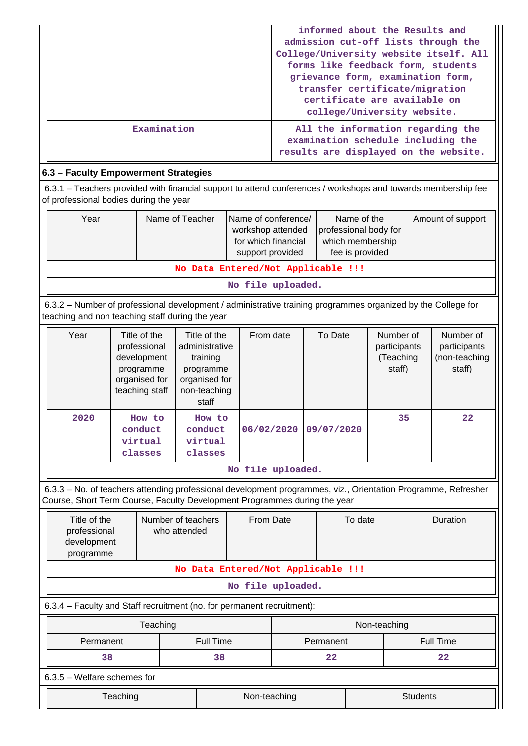| | |
|---|---|
| | informed about the Results and admission cut-off lists through the College/University website itself. All forms like feedback form, students grievance form, examination form, transfer certificate/migration certificate are available on college/University website. |
| Examination | All the information regarding the examination schedule including the results are displayed on the website. |

### 6.3 – Faculty Empowerment Strategies

6.3.1 – Teachers provided with financial support to attend conferences / workshops and towards membership fee of professional bodies during the year

| Year | Name of Teacher | Name of conference/ workshop attended for which financial support provided | Name of the professional body for which membership fee is provided | Amount of support |
|---|---|---|---|---|
| No Data Entered/Not Applicable !!! | | | | |
| No file uploaded. | | | | |

6.3.2 – Number of professional development / administrative training programmes organized by the College for teaching and non teaching staff during the year

| Year | Title of the professional development programme organised for teaching staff | Title of the administrative training programme organised for non-teaching staff | From date | To Date | Number of participants (Teaching staff) | Number of participants (non-teaching staff) |
|---|---|---|---|---|---|---|
| 2020 | How to conduct virtual classes | How to conduct virtual classes | 06/02/2020 | 09/07/2020 | 35 | 22 |
| No file uploaded. | | | | | | |

6.3.3 – No. of teachers attending professional development programmes, viz., Orientation Programme, Refresher Course, Short Term Course, Faculty Development Programmes during the year

| Title of the professional development programme | Number of teachers who attended | From Date | To date | Duration |
|---|---|---|---|---|
| No Data Entered/Not Applicable !!! | | | | |
| No file uploaded. | | | | |

6.3.4 – Faculty and Staff recruitment (no. for permanent recruitment):

| Teaching | | Non-teaching | |
|---|---|---|---|
| Permanent | Full Time | Permanent | Full Time |
| 38 | 38 | 22 | 22 |

6.3.5 – Welfare schemes for

| Teaching | Non-teaching | Students |
|---|---|---|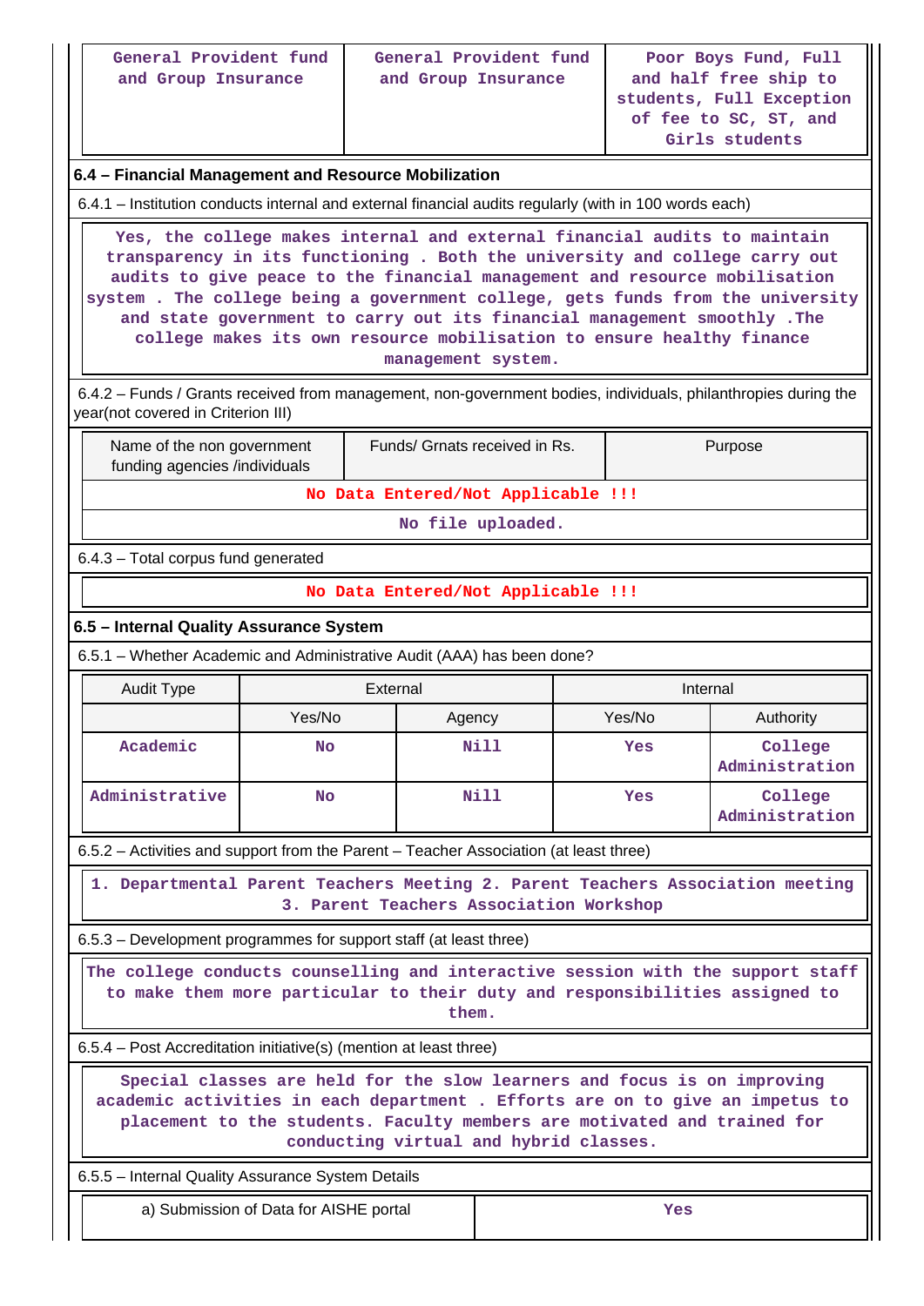| General Provident fund and Group Insurance | General Provident fund and Group Insurance | Poor Boys Fund, Full and half free ship to students, Full Exception of fee to SC, ST, and Girls students |
|---|---|---|

**6.4 – Financial Management and Resource Mobilization**

6.4.1 – Institution conducts internal and external financial audits regularly (with in 100 words each)

Yes, the college makes internal and external financial audits to maintain transparency in its functioning . Both the university and college carry out audits to give peace to the financial management and resource mobilisation system . The college being a government college, gets funds from the university and state government to carry out its financial management smoothly .The college makes its own resource mobilisation to ensure healthy finance management system.

6.4.2 – Funds / Grants received from management, non-government bodies, individuals, philanthropies during the year(not covered in Criterion III)

| Name of the non government funding agencies /individuals | Funds/ Grnats received in Rs. | Purpose |
|---|---|---|
| No Data Entered/Not Applicable !!! | | |
| No file uploaded. | | |

6.4.3 – Total corpus fund generated

No Data Entered/Not Applicable !!!

**6.5 – Internal Quality Assurance System**

6.5.1 – Whether Academic and Administrative Audit (AAA) has been done?

| Audit Type | External | | Internal | |
|---|---|---|---|---|
| | Yes/No | Agency | Yes/No | Authority |
| Academic | No | Nill | Yes | College Administration |
| Administrative | No | Nill | Yes | College Administration |

6.5.2 – Activities and support from the Parent – Teacher Association (at least three)

1. Departmental Parent Teachers Meeting 2. Parent Teachers Association meeting 3. Parent Teachers Association Workshop

6.5.3 – Development programmes for support staff (at least three)

The college conducts counselling and interactive session with the support staff to make them more particular to their duty and responsibilities assigned to them.

6.5.4 – Post Accreditation initiative(s) (mention at least three)

Special classes are held for the slow learners and focus is on improving academic activities in each department . Efforts are on to give an impetus to placement to the students. Faculty members are motivated and trained for conducting virtual and hybrid classes.

6.5.5 – Internal Quality Assurance System Details

| a) Submission of Data for AISHE portal | Yes |
|---|---|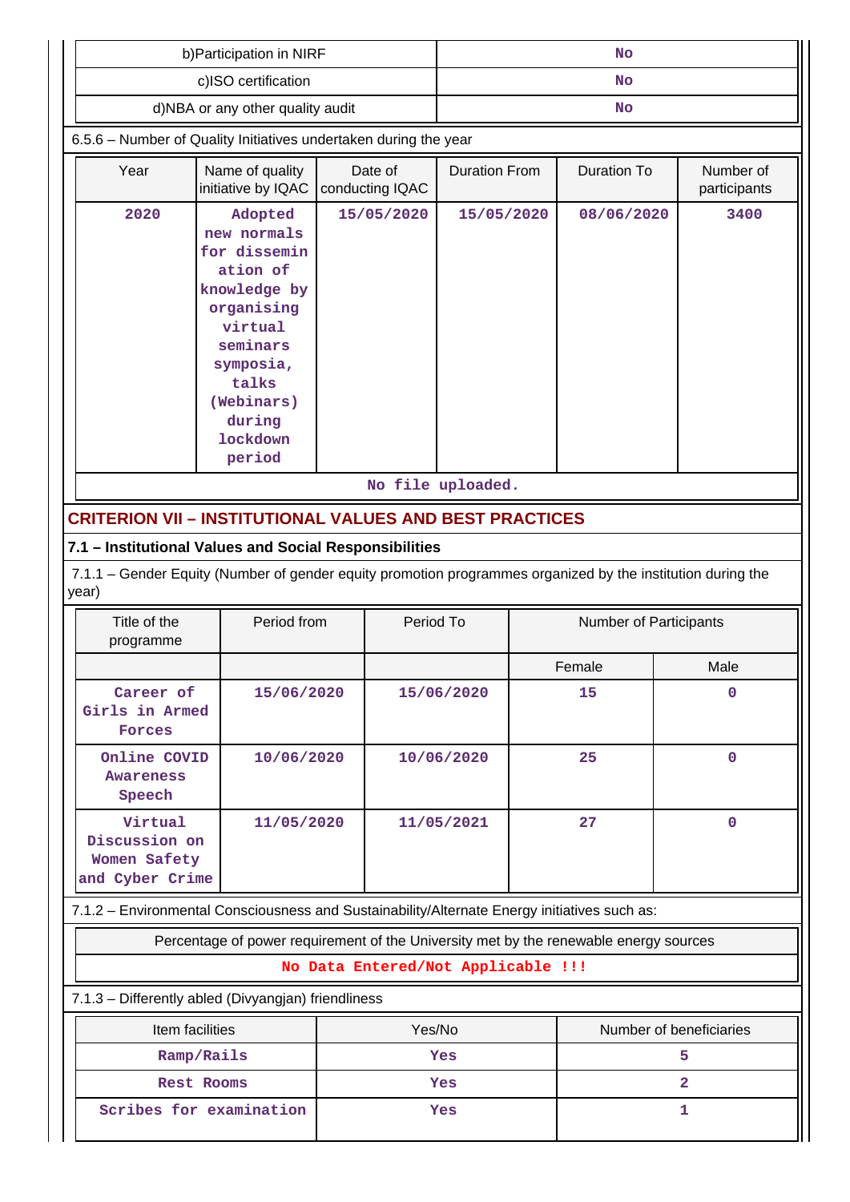| b)Participation in NIRF | No |
|---|---|
| c)ISO certification | No |
| d)NBA or any other quality audit | No |

6.5.6 – Number of Quality Initiatives undertaken during the year

| Year | Name of quality initiative by IQAC | Date of conducting IQAC | Duration From | Duration To | Number of participants |
|---|---|---|---|---|---|
| 2020 | Adopted new normals for dissemination of knowledge by organising virtual seminars symposia, talks (Webinars) during lockdown period | 15/05/2020 | 15/05/2020 | 08/06/2020 | 3400 |

No file uploaded.

## CRITERION VII – INSTITUTIONAL VALUES AND BEST PRACTICES

### 7.1 – Institutional Values and Social Responsibilities

7.1.1 – Gender Equity (Number of gender equity promotion programmes organized by the institution during the year)

| Title of the programme | Period from | Period To | Number of Participants | |
|---|---|---|---|---|
| | | | Female | Male |
| Career of Girls in Armed Forces | 15/06/2020 | 15/06/2020 | 15 | 0 |
| Online COVID Awareness Speech | 10/06/2020 | 10/06/2020 | 25 | 0 |
| Virtual Discussion on Women Safety and Cyber Crime | 11/05/2020 | 11/05/2021 | 27 | 0 |

7.1.2 – Environmental Consciousness and Sustainability/Alternate Energy initiatives such as:

| Percentage of power requirement of the University met by the renewable energy sources |
|---|
| No Data Entered/Not Applicable !!! |

7.1.3 – Differently abled (Divyangjan) friendliness

| Item facilities | Yes/No | Number of beneficiaries |
|---|---|---|
| Ramp/Rails | Yes | 5 |
| Rest Rooms | Yes | 2 |
| Scribes for examination | Yes | 1 |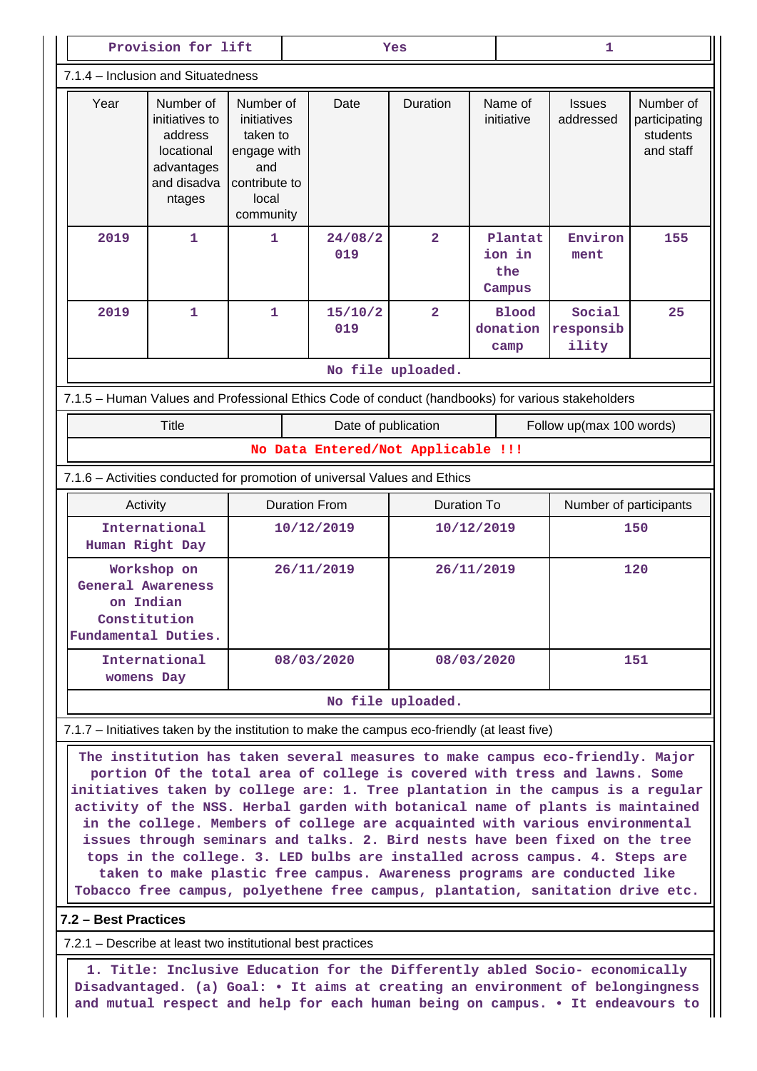| Provision for lift | Yes | 1 |
|---|---|---|

7.1.4 – Inclusion and Situatedness

| Year | Number of initiatives to address locational advantages and disadvantages | Number of initiatives taken to engage with and contribute to local community | Date | Duration | Name of initiative | Issues addressed | Number of participating students and staff |
|---|---|---|---|---|---|---|---|
| 2019 | 1 | 1 | 24/08/2019 | 2 | Plantation in the Campus | Environment | 155 |
| 2019 | 1 | 1 | 15/10/2019 | 2 | Blood donation camp | Social responsibility | 25 |

No file uploaded.

7.1.5 – Human Values and Professional Ethics Code of conduct (handbooks) for various stakeholders

| Title | Date of publication | Follow up(max 100 words) |
|---|---|---|

No Data Entered/Not Applicable !!!

7.1.6 – Activities conducted for promotion of universal Values and Ethics

| Activity | Duration From | Duration To | Number of participants |
|---|---|---|---|
| International Human Right Day | 10/12/2019 | 10/12/2019 | 150 |
| Workshop on General Awareness on Indian Constitution Fundamental Duties. | 26/11/2019 | 26/11/2019 | 120 |
| International womens Day | 08/03/2020 | 08/03/2020 | 151 |

No file uploaded.

7.1.7 – Initiatives taken by the institution to make the campus eco-friendly (at least five)

The institution has taken several measures to make campus eco-friendly. Major portion Of the total area of college is covered with tress and lawns. Some initiatives taken by college are: 1. Tree plantation in the campus is a regular activity of the NSS. Herbal garden with botanical name of plants is maintained in the college. Members of college are acquainted with various environmental issues through seminars and talks. 2. Bird nests have been fixed on the tree tops in the college. 3. LED bulbs are installed across campus. 4. Steps are taken to make plastic free campus. Awareness programs are conducted like Tobacco free campus, polyethene free campus, plantation, sanitation drive etc.

**7.2 – Best Practices**

7.2.1 – Describe at least two institutional best practices

1. Title: Inclusive Education for the Differently abled Socio- economically Disadvantaged. (a) Goal: • It aims at creating an environment of belongingness and mutual respect and help for each human being on campus. • It endeavours to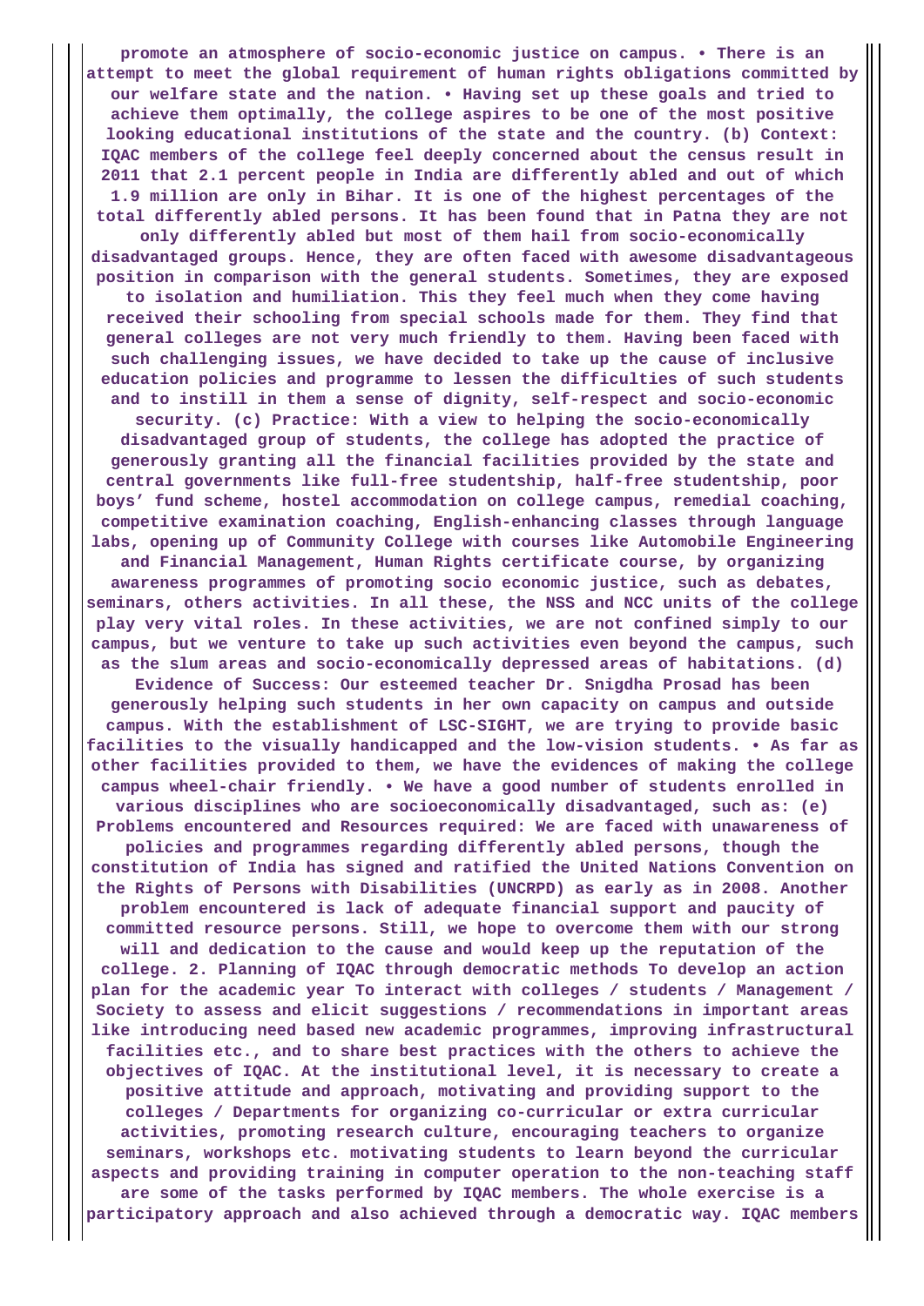promote an atmosphere of socio-economic justice on campus. • There is an attempt to meet the global requirement of human rights obligations committed by our welfare state and the nation. • Having set up these goals and tried to achieve them optimally, the college aspires to be one of the most positive looking educational institutions of the state and the country. (b) Context: IQAC members of the college feel deeply concerned about the census result in 2011 that 2.1 percent people in India are differently abled and out of which 1.9 million are only in Bihar. It is one of the highest percentages of the total differently abled persons. It has been found that in Patna they are not only differently abled but most of them hail from socio-economically disadvantaged groups. Hence, they are often faced with awesome disadvantageous position in comparison with the general students. Sometimes, they are exposed to isolation and humiliation. This they feel much when they come having received their schooling from special schools made for them. They find that general colleges are not very much friendly to them. Having been faced with such challenging issues, we have decided to take up the cause of inclusive education policies and programme to lessen the difficulties of such students and to instill in them a sense of dignity, self-respect and socio-economic security. (c) Practice: With a view to helping the socio-economically disadvantaged group of students, the college has adopted the practice of generously granting all the financial facilities provided by the state and central governments like full-free studentship, half-free studentship, poor boys' fund scheme, hostel accommodation on college campus, remedial coaching, competitive examination coaching, English-enhancing classes through language labs, opening up of Community College with courses like Automobile Engineering and Financial Management, Human Rights certificate course, by organizing awareness programmes of promoting socio economic justice, such as debates, seminars, others activities. In all these, the NSS and NCC units of the college play very vital roles. In these activities, we are not confined simply to our campus, but we venture to take up such activities even beyond the campus, such as the slum areas and socio-economically depressed areas of habitations. (d) Evidence of Success: Our esteemed teacher Dr. Snigdha Prosad has been generously helping such students in her own capacity on campus and outside campus. With the establishment of LSC-SIGHT, we are trying to provide basic facilities to the visually handicapped and the low-vision students. • As far as other facilities provided to them, we have the evidences of making the college campus wheel-chair friendly. • We have a good number of students enrolled in various disciplines who are socioeconomically disadvantaged, such as: (e) Problems encountered and Resources required: We are faced with unawareness of policies and programmes regarding differently abled persons, though the constitution of India has signed and ratified the United Nations Convention on the Rights of Persons with Disabilities (UNCRPD) as early as in 2008. Another problem encountered is lack of adequate financial support and paucity of committed resource persons. Still, we hope to overcome them with our strong will and dedication to the cause and would keep up the reputation of the college. 2. Planning of IQAC through democratic methods To develop an action plan for the academic year To interact with colleges / students / Management / Society to assess and elicit suggestions / recommendations in important areas like introducing need based new academic programmes, improving infrastructural facilities etc., and to share best practices with the others to achieve the objectives of IQAC. At the institutional level, it is necessary to create a positive attitude and approach, motivating and providing support to the colleges / Departments for organizing co-curricular or extra curricular activities, promoting research culture, encouraging teachers to organize seminars, workshops etc. motivating students to learn beyond the curricular aspects and providing training in computer operation to the non-teaching staff are some of the tasks performed by IQAC members. The whole exercise is a participatory approach and also achieved through a democratic way. IQAC members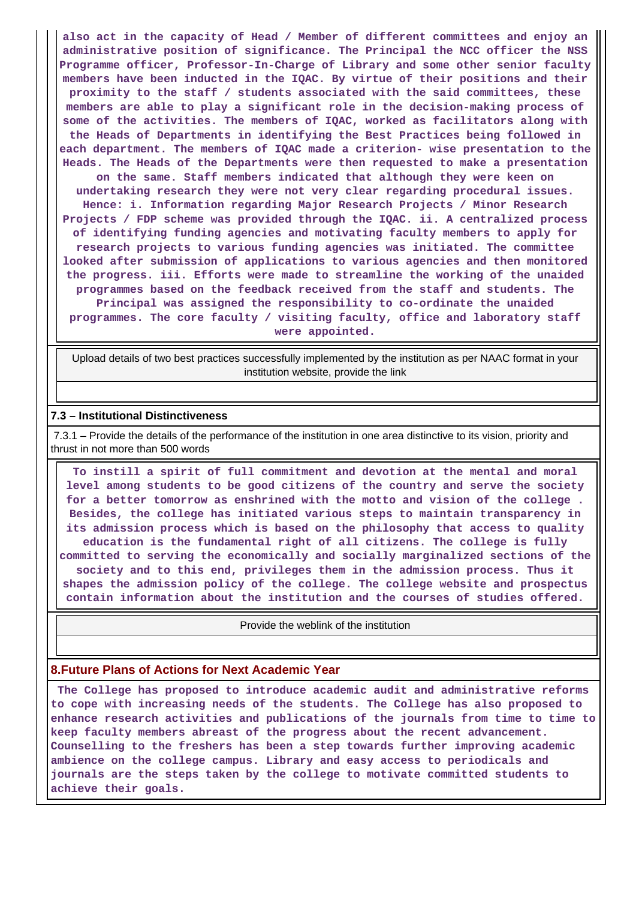also act in the capacity of Head / Member of different committees and enjoy an administrative position of significance. The Principal the NCC officer the NSS Programme officer, Professor-In-Charge of Library and some other senior faculty members have been inducted in the IQAC. By virtue of their positions and their proximity to the staff / students associated with the said committees, these members are able to play a significant role in the decision-making process of some of the activities. The members of IQAC, worked as facilitators along with the Heads of Departments in identifying the Best Practices being followed in each department. The members of IQAC made a criterion- wise presentation to the Heads. The Heads of the Departments were then requested to make a presentation on the same. Staff members indicated that although they were keen on undertaking research they were not very clear regarding procedural issues. Hence: i. Information regarding Major Research Projects / Minor Research Projects / FDP scheme was provided through the IQAC. ii. A centralized process of identifying funding agencies and motivating faculty members to apply for research projects to various funding agencies was initiated. The committee looked after submission of applications to various agencies and then monitored the progress. iii. Efforts were made to streamline the working of the unaided programmes based on the feedback received from the staff and students. The Principal was assigned the responsibility to co-ordinate the unaided programmes. The core faculty / visiting faculty, office and laboratory staff were appointed.

Upload details of two best practices successfully implemented by the institution as per NAAC format in your institution website, provide the link

### 7.3 – Institutional Distinctiveness

7.3.1 – Provide the details of the performance of the institution in one area distinctive to its vision, priority and thrust in not more than 500 words

To instill a spirit of full commitment and devotion at the mental and moral level among students to be good citizens of the country and serve the society for a better tomorrow as enshrined with the motto and vision of the college . Besides, the college has initiated various steps to maintain transparency in its admission process which is based on the philosophy that access to quality education is the fundamental right of all citizens. The college is fully committed to serving the economically and socially marginalized sections of the society and to this end, privileges them in the admission process. Thus it shapes the admission policy of the college. The college website and prospectus contain information about the institution and the courses of studies offered.

Provide the weblink of the institution

## 8.Future Plans of Actions for Next Academic Year

The College has proposed to introduce academic audit and administrative reforms to cope with increasing needs of the students. The College has also proposed to enhance research activities and publications of the journals from time to time to keep faculty members abreast of the progress about the recent advancement. Counselling to the freshers has been a step towards further improving academic ambience on the college campus. Library and easy access to periodicals and journals are the steps taken by the college to motivate committed students to achieve their goals.